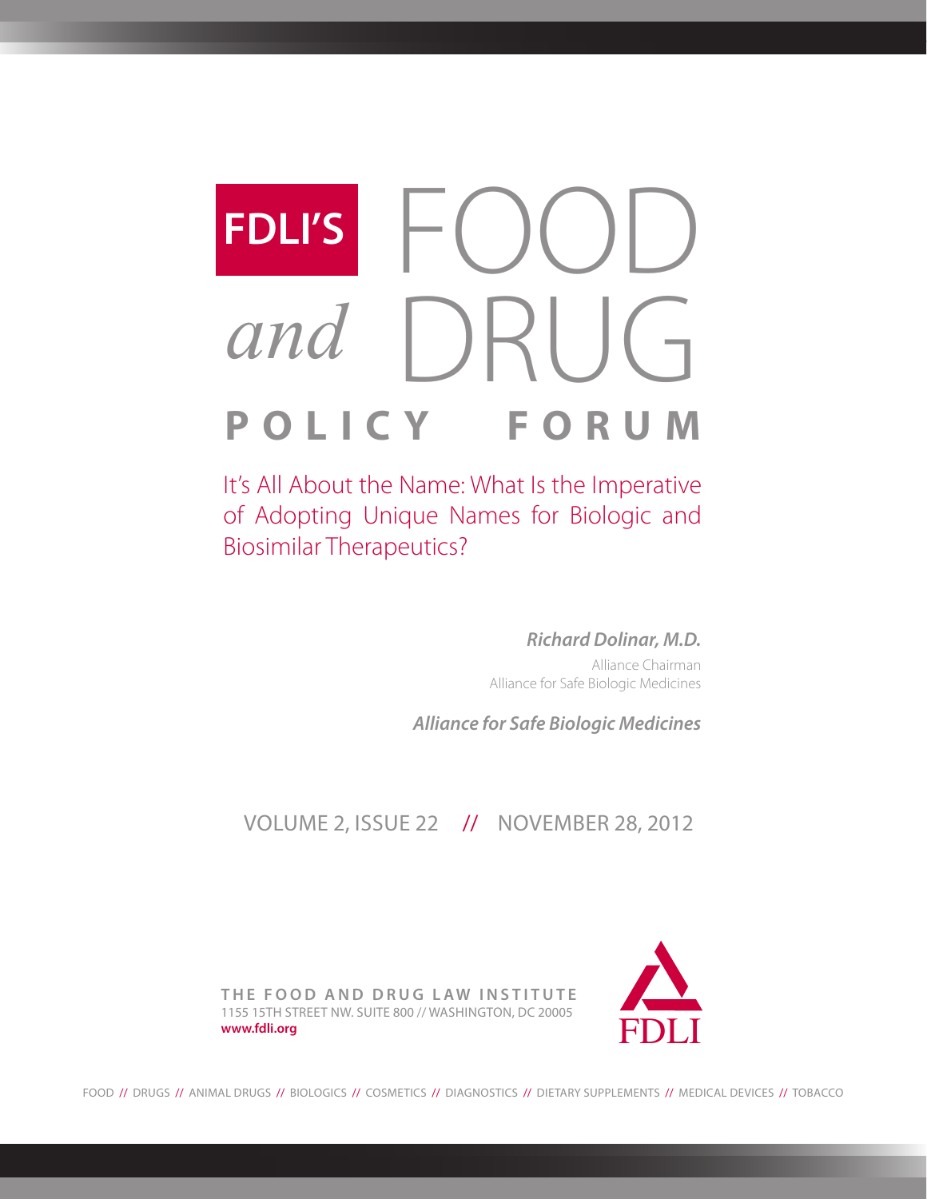# FDLI'S FOOD *and* DRUG POLICY FORUM

## It's All About the Name: What Is the Imperative of Adopting Unique Names for Biologic and Biosimilar Therapeutics?

***Richard Dolinar, M.D.***
Alliance Chairman
Alliance for Safe Biologic Medicines

***Alliance for Safe Biologic Medicines***

VOLUME 2, ISSUE 22 // NOVEMBER 28, 2012

**THE FOOD AND DRUG LAW INSTITUTE**
1155 15TH STREET NW. SUITE 800 // WASHINGTON, DC 20005
**www.fdli.org**

FDLI

FOOD // DRUGS // ANIMAL DRUGS // BIOLOGICS // COSMETICS // DIAGNOSTICS // DIETARY SUPPLEMENTS // MEDICAL DEVICES // TOBACCO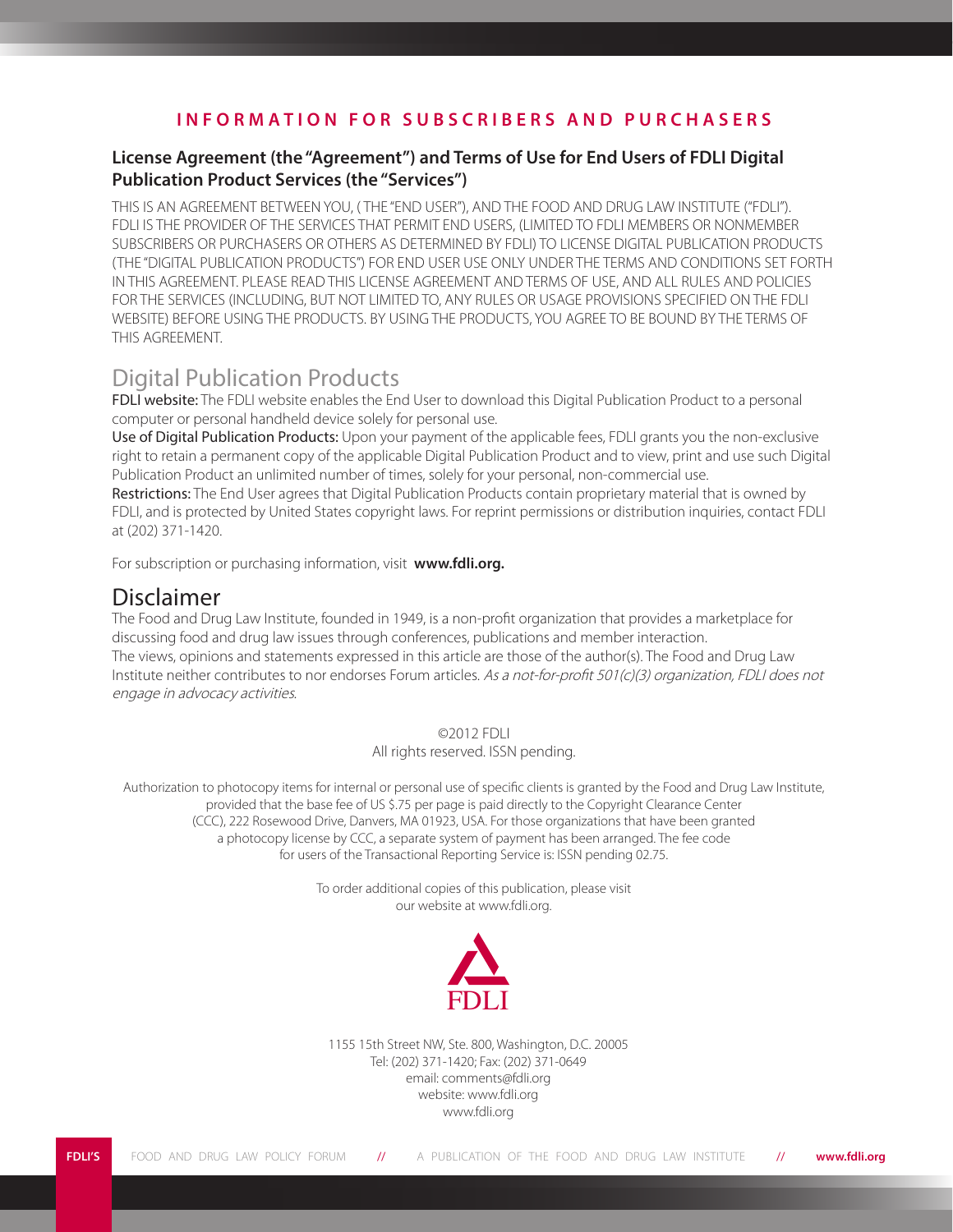## INFORMATION FOR SUBSCRIBERS AND PURCHASERS

### License Agreement (the "Agreement") and Terms of Use for End Users of FDLI Digital Publication Product Services (the "Services")

THIS IS AN AGREEMENT BETWEEN YOU, ( THE "END USER"), AND THE FOOD AND DRUG LAW INSTITUTE ("FDLI"). FDLI IS THE PROVIDER OF THE SERVICES THAT PERMIT END USERS, (LIMITED TO FDLI MEMBERS OR NONMEMBER SUBSCRIBERS OR PURCHASERS OR OTHERS AS DETERMINED BY FDLI) TO LICENSE DIGITAL PUBLICATION PRODUCTS (THE "DIGITAL PUBLICATION PRODUCTS") FOR END USER USE ONLY UNDER THE TERMS AND CONDITIONS SET FORTH IN THIS AGREEMENT. PLEASE READ THIS LICENSE AGREEMENT AND TERMS OF USE, AND ALL RULES AND POLICIES FOR THE SERVICES (INCLUDING, BUT NOT LIMITED TO, ANY RULES OR USAGE PROVISIONS SPECIFIED ON THE FDLI WEBSITE) BEFORE USING THE PRODUCTS. BY USING THE PRODUCTS, YOU AGREE TO BE BOUND BY THE TERMS OF THIS AGREEMENT.

## Digital Publication Products

**FDLI website:** The FDLI website enables the End User to download this Digital Publication Product to a personal computer or personal handheld device solely for personal use.

**Use of Digital Publication Products:** Upon your payment of the applicable fees, FDLI grants you the non-exclusive right to retain a permanent copy of the applicable Digital Publication Product and to view, print and use such Digital Publication Product an unlimited number of times, solely for your personal, non-commercial use.

**Restrictions:** The End User agrees that Digital Publication Products contain proprietary material that is owned by FDLI, and is protected by United States copyright laws. For reprint permissions or distribution inquiries, contact FDLI at (202) 371-1420.

For subscription or purchasing information, visit **www.fdli.org.**

## Disclaimer

The Food and Drug Law Institute, founded in 1949, is a non-profit organization that provides a marketplace for discussing food and drug law issues through conferences, publications and member interaction.
The views, opinions and statements expressed in this article are those of the author(s). The Food and Drug Law Institute neither contributes to nor endorses Forum articles. *As a not-for-profit 501(c)(3) organization, FDLI does not engage in advocacy activities.*

©2012 FDLI
All rights reserved. ISSN pending.

Authorization to photocopy items for internal or personal use of specific clients is granted by the Food and Drug Law Institute, provided that the base fee of US $.75 per page is paid directly to the Copyright Clearance Center (CCC), 222 Rosewood Drive, Danvers, MA 01923, USA. For those organizations that have been granted a photocopy license by CCC, a separate system of payment has been arranged. The fee code for users of the Transactional Reporting Service is: ISSN pending 02.75.

To order additional copies of this publication, please visit our website at www.fdli.org.

FDLI

1155 15th Street NW, Ste. 800, Washington, D.C. 20005
Tel: (202) 371-1420; Fax: (202) 371-0649
email: comments@fdli.org
website: www.fdli.org
www.fdli.org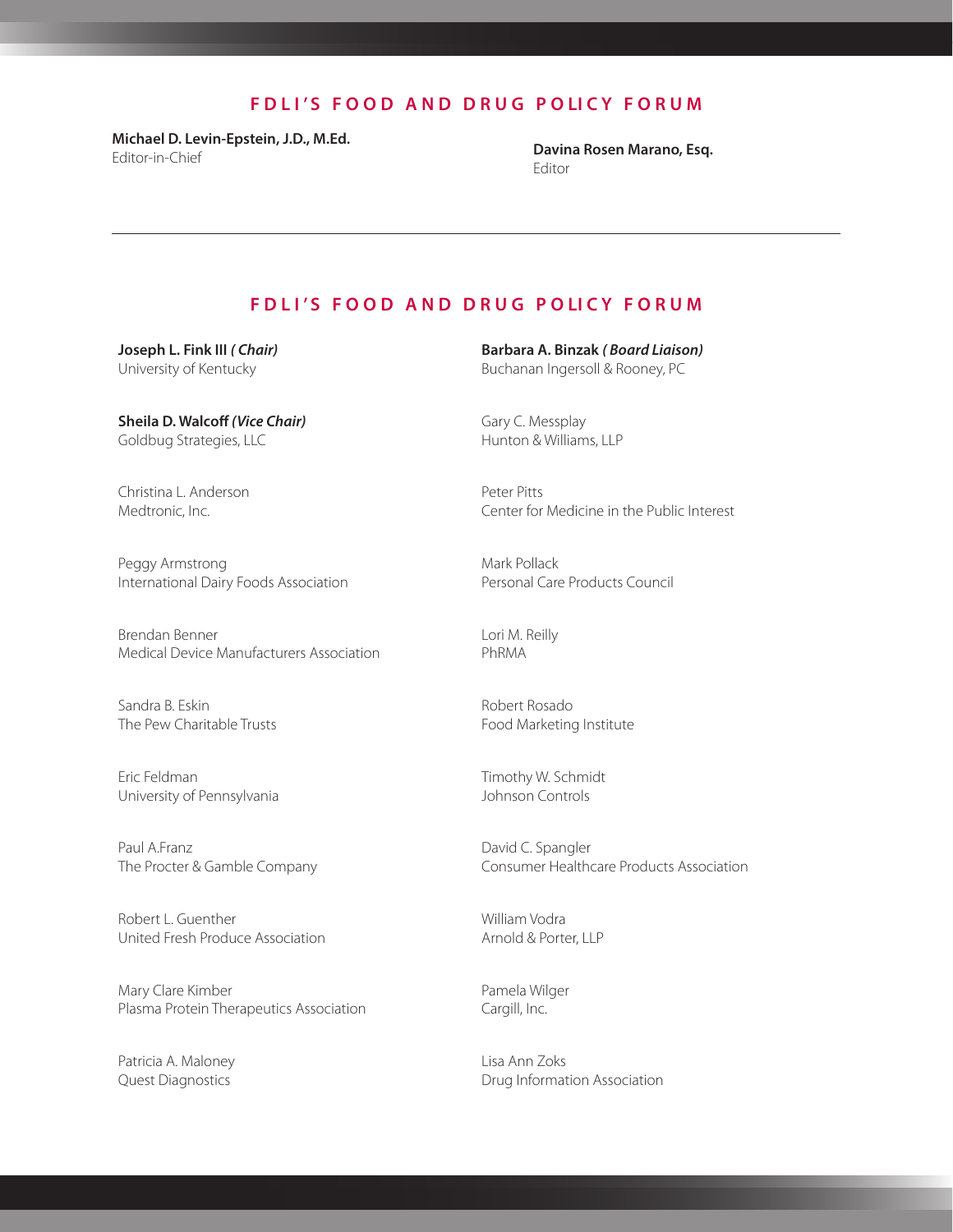## FDLI'S FOOD AND DRUG POLICY FORUM

**Michael D. Levin-Epstein, J.D., M.Ed.**
Editor-in-Chief

**Davina Rosen Marano, Esq.**
Editor

---

## FDLI'S FOOD AND DRUG POLICY FORUM

**Joseph L. Fink III *( Chair)***
University of Kentucky

**Sheila D. Walcoff *(Vice Chair)***
Goldbug Strategies, LLC

Christina L. Anderson
Medtronic, Inc.

Peggy Armstrong
International Dairy Foods Association

Brendan Benner
Medical Device Manufacturers Association

Sandra B. Eskin
The Pew Charitable Trusts

Eric Feldman
University of Pennsylvania

Paul A.Franz
The Procter & Gamble Company

Robert L. Guenther
United Fresh Produce Association

Mary Clare Kimber
Plasma Protein Therapeutics Association

Patricia A. Maloney
Quest Diagnostics

**Barbara A. Binzak *( Board Liaison)***
Buchanan Ingersoll & Rooney, PC

Gary C. Messplay
Hunton & Williams, LLP

Peter Pitts
Center for Medicine in the Public Interest

Mark Pollack
Personal Care Products Council

Lori M. Reilly
PhRMA

Robert Rosado
Food Marketing Institute

Timothy W. Schmidt
Johnson Controls

David C. Spangler
Consumer Healthcare Products Association

William Vodra
Arnold & Porter, LLP

Pamela Wilger
Cargill, Inc.

Lisa Ann Zoks
Drug Information Association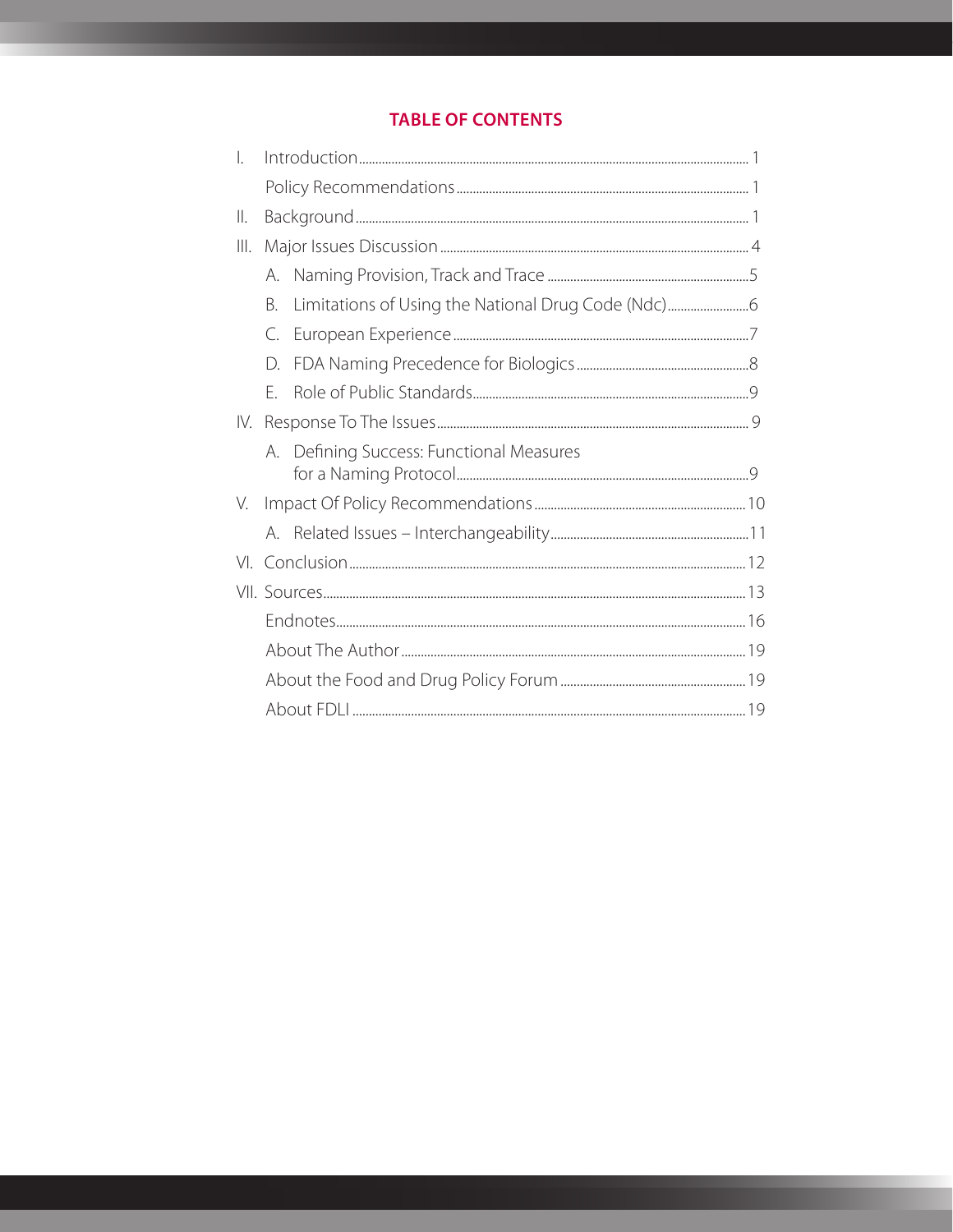## TABLE OF CONTENTS

- I. Introduction ..... 1
  - Policy Recommendations ..... 1
- II. Background ..... 1
- III. Major Issues Discussion ..... 4
  - A. Naming Provision, Track and Trace ..... 5
  - B. Limitations of Using the National Drug Code (Ndc) ..... 6
  - C. European Experience ..... 7
  - D. FDA Naming Precedence for Biologics ..... 8
  - E. Role of Public Standards ..... 9
- IV. Response To The Issues ..... 9
  - A. Defining Success: Functional Measures for a Naming Protocol ..... 9
- V. Impact Of Policy Recommendations ..... 10
  - A. Related Issues – Interchangeability ..... 11
- VI. Conclusion ..... 12
- VII. Sources ..... 13
  - Endnotes ..... 16
  - About The Author ..... 19
  - About the Food and Drug Policy Forum ..... 19
  - About FDLI ..... 19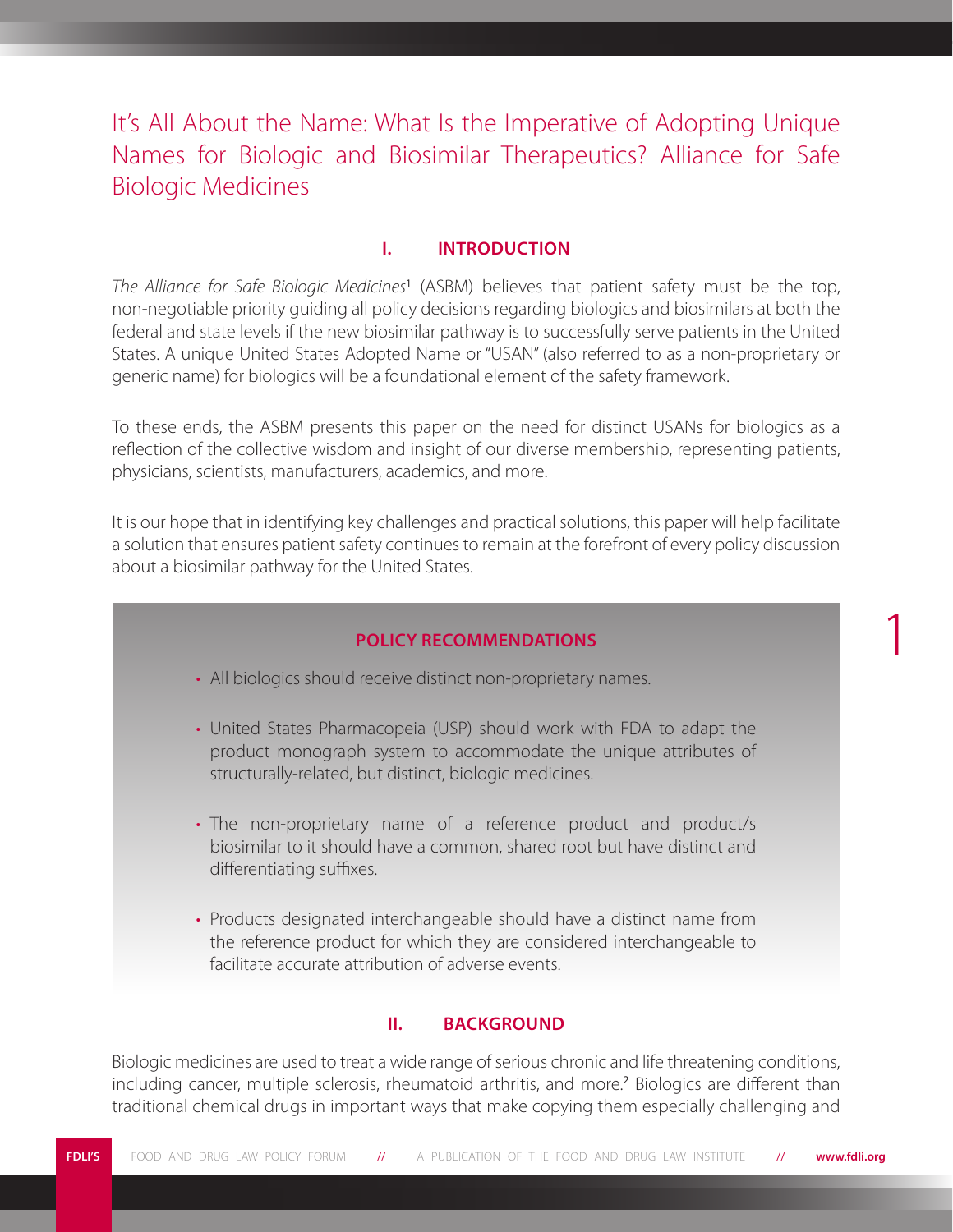# It's All About the Name: What Is the Imperative of Adopting Unique Names for Biologic and Biosimilar Therapeutics? Alliance for Safe Biologic Medicines

## I. INTRODUCTION

*The Alliance for Safe Biologic Medicines*[1] (ASBM) believes that patient safety must be the top, non-negotiable priority guiding all policy decisions regarding biologics and biosimilars at both the federal and state levels if the new biosimilar pathway is to successfully serve patients in the United States. A unique United States Adopted Name or "USAN" (also referred to as a non-proprietary or generic name) for biologics will be a foundational element of the safety framework.

To these ends, the ASBM presents this paper on the need for distinct USANs for biologics as a reflection of the collective wisdom and insight of our diverse membership, representing patients, physicians, scientists, manufacturers, academics, and more.

It is our hope that in identifying key challenges and practical solutions, this paper will help facilitate a solution that ensures patient safety continues to remain at the forefront of every policy discussion about a biosimilar pathway for the United States.

### POLICY RECOMMENDATIONS

- All biologics should receive distinct non-proprietary names.
- United States Pharmacopeia (USP) should work with FDA to adapt the product monograph system to accommodate the unique attributes of structurally-related, but distinct, biologic medicines.
- The non-proprietary name of a reference product and product/s biosimilar to it should have a common, shared root but have distinct and differentiating suffixes.
- Products designated interchangeable should have a distinct name from the reference product for which they are considered interchangeable to facilitate accurate attribution of adverse events.

## II. BACKGROUND

Biologic medicines are used to treat a wide range of serious chronic and life threatening conditions, including cancer, multiple sclerosis, rheumatoid arthritis, and more.[2] Biologics are different than traditional chemical drugs in important ways that make copying them especially challenging and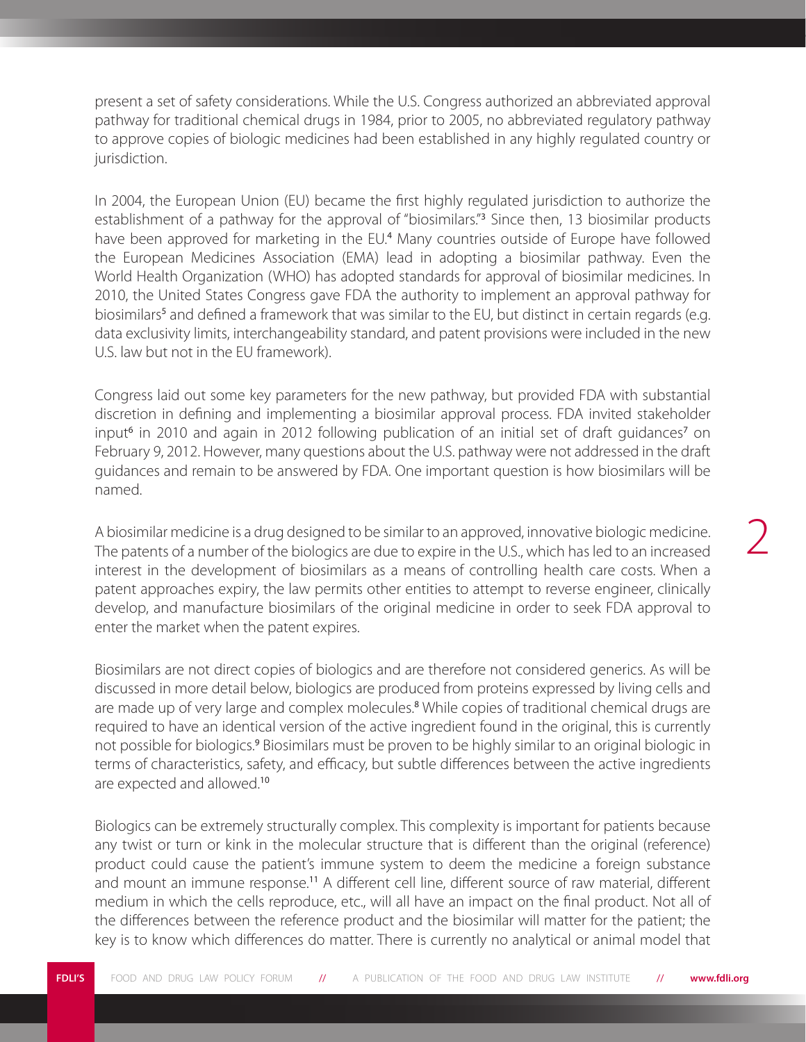present a set of safety considerations. While the U.S. Congress authorized an abbreviated approval pathway for traditional chemical drugs in 1984, prior to 2005, no abbreviated regulatory pathway to approve copies of biologic medicines had been established in any highly regulated country or jurisdiction.

In 2004, the European Union (EU) became the first highly regulated jurisdiction to authorize the establishment of a pathway for the approval of "biosimilars."[3] Since then, 13 biosimilar products have been approved for marketing in the EU.[4] Many countries outside of Europe have followed the European Medicines Association (EMA) lead in adopting a biosimilar pathway. Even the World Health Organization (WHO) has adopted standards for approval of biosimilar medicines. In 2010, the United States Congress gave FDA the authority to implement an approval pathway for biosimilars[5] and defined a framework that was similar to the EU, but distinct in certain regards (e.g. data exclusivity limits, interchangeability standard, and patent provisions were included in the new U.S. law but not in the EU framework).

Congress laid out some key parameters for the new pathway, but provided FDA with substantial discretion in defining and implementing a biosimilar approval process. FDA invited stakeholder input[6] in 2010 and again in 2012 following publication of an initial set of draft guidances[7] on February 9, 2012. However, many questions about the U.S. pathway were not addressed in the draft guidances and remain to be answered by FDA. One important question is how biosimilars will be named.

A biosimilar medicine is a drug designed to be similar to an approved, innovative biologic medicine. The patents of a number of the biologics are due to expire in the U.S., which has led to an increased interest in the development of biosimilars as a means of controlling health care costs. When a patent approaches expiry, the law permits other entities to attempt to reverse engineer, clinically develop, and manufacture biosimilars of the original medicine in order to seek FDA approval to enter the market when the patent expires.

Biosimilars are not direct copies of biologics and are therefore not considered generics. As will be discussed in more detail below, biologics are produced from proteins expressed by living cells and are made up of very large and complex molecules.[8] While copies of traditional chemical drugs are required to have an identical version of the active ingredient found in the original, this is currently not possible for biologics.[9] Biosimilars must be proven to be highly similar to an original biologic in terms of characteristics, safety, and efficacy, but subtle differences between the active ingredients are expected and allowed.[10]

Biologics can be extremely structurally complex. This complexity is important for patients because any twist or turn or kink in the molecular structure that is different than the original (reference) product could cause the patient's immune system to deem the medicine a foreign substance and mount an immune response.[11] A different cell line, different source of raw material, different medium in which the cells reproduce, etc., will all have an impact on the final product. Not all of the differences between the reference product and the biosimilar will matter for the patient; the key is to know which differences do matter. There is currently no analytical or animal model that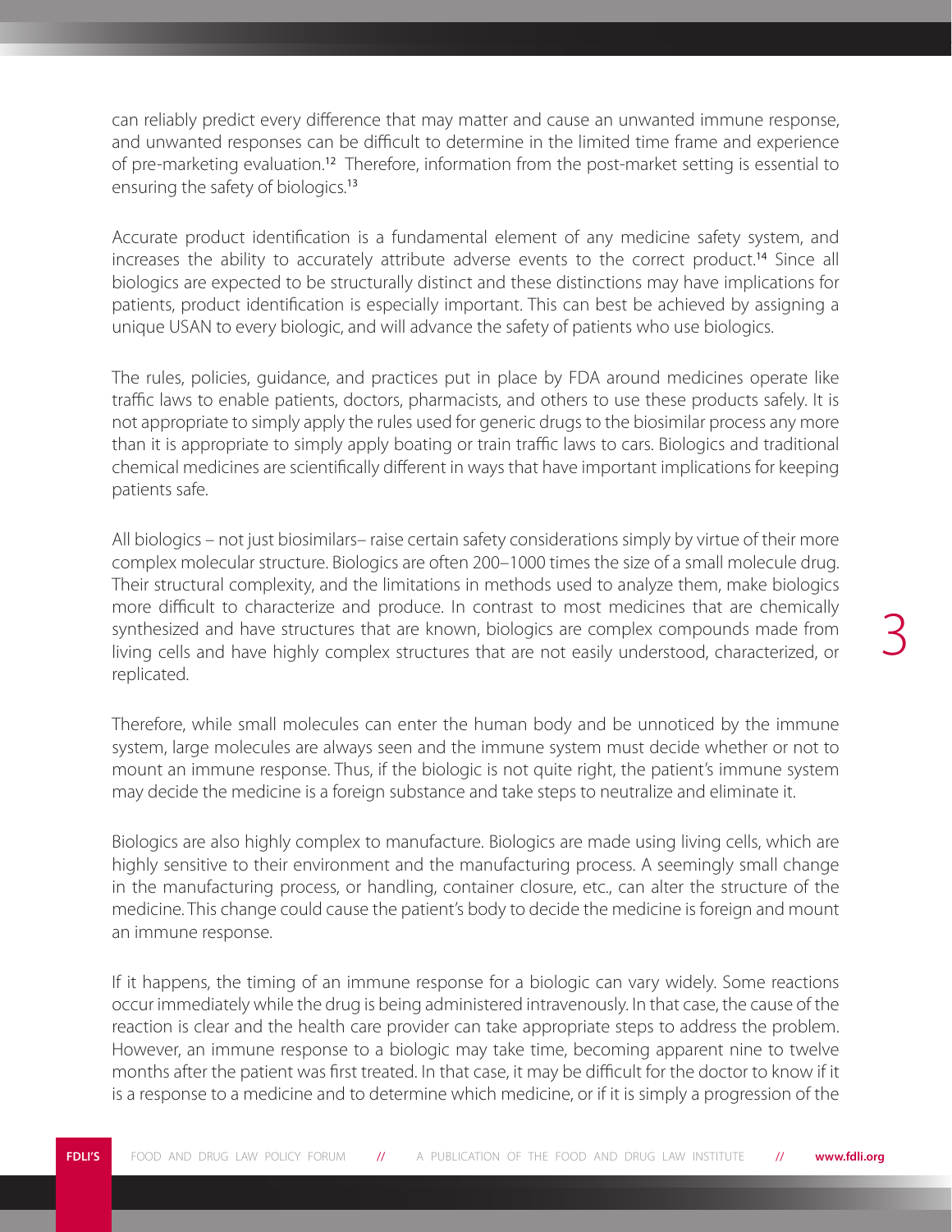can reliably predict every difference that may matter and cause an unwanted immune response, and unwanted responses can be difficult to determine in the limited time frame and experience of pre-marketing evaluation.[12] Therefore, information from the post-market setting is essential to ensuring the safety of biologics.[13]

Accurate product identification is a fundamental element of any medicine safety system, and increases the ability to accurately attribute adverse events to the correct product.[14] Since all biologics are expected to be structurally distinct and these distinctions may have implications for patients, product identification is especially important. This can best be achieved by assigning a unique USAN to every biologic, and will advance the safety of patients who use biologics.

The rules, policies, guidance, and practices put in place by FDA around medicines operate like traffic laws to enable patients, doctors, pharmacists, and others to use these products safely. It is not appropriate to simply apply the rules used for generic drugs to the biosimilar process any more than it is appropriate to simply apply boating or train traffic laws to cars. Biologics and traditional chemical medicines are scientifically different in ways that have important implications for keeping patients safe.

All biologics – not just biosimilars– raise certain safety considerations simply by virtue of their more complex molecular structure. Biologics are often 200–1000 times the size of a small molecule drug. Their structural complexity, and the limitations in methods used to analyze them, make biologics more difficult to characterize and produce. In contrast to most medicines that are chemically synthesized and have structures that are known, biologics are complex compounds made from living cells and have highly complex structures that are not easily understood, characterized, or replicated.

Therefore, while small molecules can enter the human body and be unnoticed by the immune system, large molecules are always seen and the immune system must decide whether or not to mount an immune response. Thus, if the biologic is not quite right, the patient's immune system may decide the medicine is a foreign substance and take steps to neutralize and eliminate it.

Biologics are also highly complex to manufacture. Biologics are made using living cells, which are highly sensitive to their environment and the manufacturing process. A seemingly small change in the manufacturing process, or handling, container closure, etc., can alter the structure of the medicine. This change could cause the patient's body to decide the medicine is foreign and mount an immune response.

If it happens, the timing of an immune response for a biologic can vary widely. Some reactions occur immediately while the drug is being administered intravenously. In that case, the cause of the reaction is clear and the health care provider can take appropriate steps to address the problem. However, an immune response to a biologic may take time, becoming apparent nine to twelve months after the patient was first treated. In that case, it may be difficult for the doctor to know if it is a response to a medicine and to determine which medicine, or if it is simply a progression of the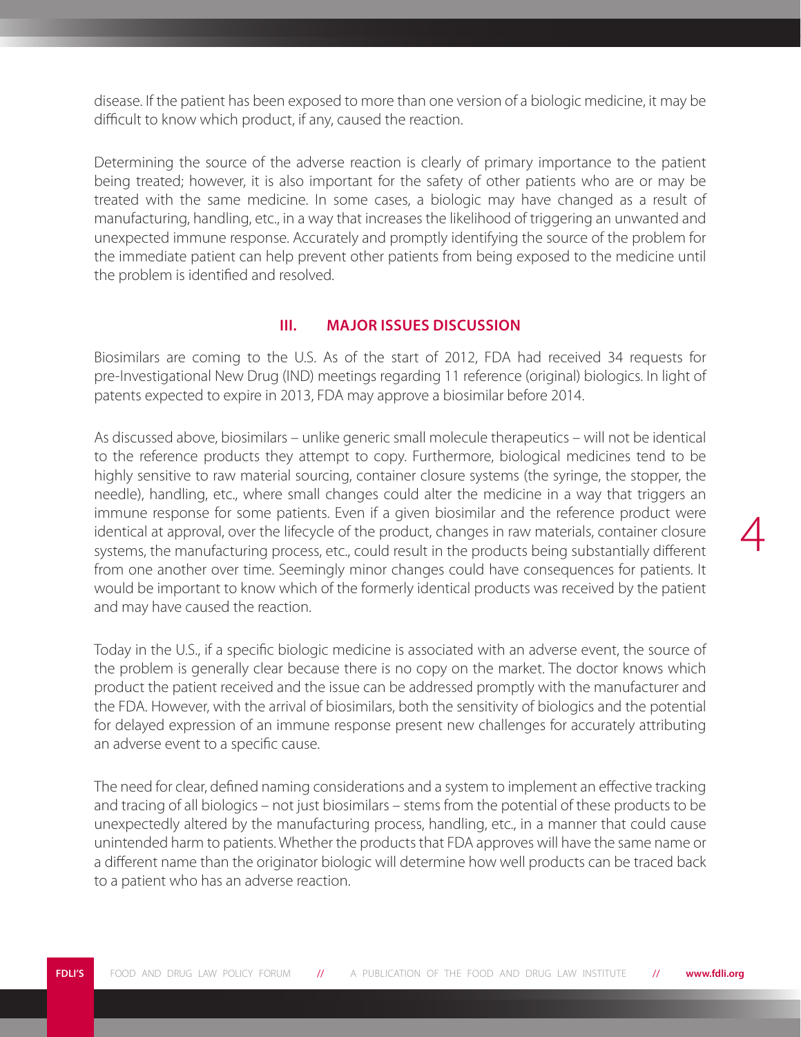disease. If the patient has been exposed to more than one version of a biologic medicine, it may be difficult to know which product, if any, caused the reaction.

Determining the source of the adverse reaction is clearly of primary importance to the patient being treated; however, it is also important for the safety of other patients who are or may be treated with the same medicine. In some cases, a biologic may have changed as a result of manufacturing, handling, etc., in a way that increases the likelihood of triggering an unwanted and unexpected immune response. Accurately and promptly identifying the source of the problem for the immediate patient can help prevent other patients from being exposed to the medicine until the problem is identified and resolved.

## III. MAJOR ISSUES DISCUSSION

Biosimilars are coming to the U.S. As of the start of 2012, FDA had received 34 requests for pre-Investigational New Drug (IND) meetings regarding 11 reference (original) biologics. In light of patents expected to expire in 2013, FDA may approve a biosimilar before 2014.

As discussed above, biosimilars – unlike generic small molecule therapeutics – will not be identical to the reference products they attempt to copy. Furthermore, biological medicines tend to be highly sensitive to raw material sourcing, container closure systems (the syringe, the stopper, the needle), handling, etc., where small changes could alter the medicine in a way that triggers an immune response for some patients. Even if a given biosimilar and the reference product were identical at approval, over the lifecycle of the product, changes in raw materials, container closure systems, the manufacturing process, etc., could result in the products being substantially different from one another over time. Seemingly minor changes could have consequences for patients. It would be important to know which of the formerly identical products was received by the patient and may have caused the reaction.

Today in the U.S., if a specific biologic medicine is associated with an adverse event, the source of the problem is generally clear because there is no copy on the market. The doctor knows which product the patient received and the issue can be addressed promptly with the manufacturer and the FDA. However, with the arrival of biosimilars, both the sensitivity of biologics and the potential for delayed expression of an immune response present new challenges for accurately attributing an adverse event to a specific cause.

The need for clear, defined naming considerations and a system to implement an effective tracking and tracing of all biologics – not just biosimilars – stems from the potential of these products to be unexpectedly altered by the manufacturing process, handling, etc., in a manner that could cause unintended harm to patients. Whether the products that FDA approves will have the same name or a different name than the originator biologic will determine how well products can be traced back to a patient who has an adverse reaction.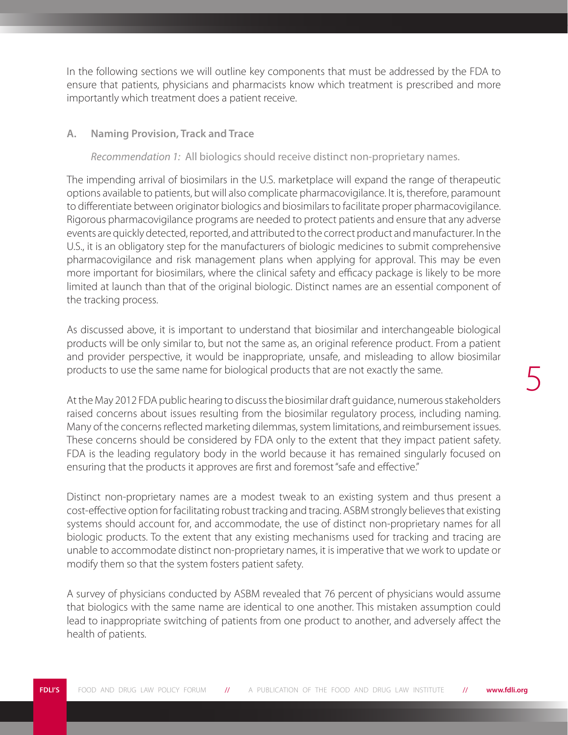In the following sections we will outline key components that must be addressed by the FDA to ensure that patients, physicians and pharmacists know which treatment is prescribed and more importantly which treatment does a patient receive.

### A. Naming Provision, Track and Trace

*Recommendation 1:* All biologics should receive distinct non-proprietary names.

The impending arrival of biosimilars in the U.S. marketplace will expand the range of therapeutic options available to patients, but will also complicate pharmacovigilance. It is, therefore, paramount to differentiate between originator biologics and biosimilars to facilitate proper pharmacovigilance. Rigorous pharmacovigilance programs are needed to protect patients and ensure that any adverse events are quickly detected, reported, and attributed to the correct product and manufacturer. In the U.S., it is an obligatory step for the manufacturers of biologic medicines to submit comprehensive pharmacovigilance and risk management plans when applying for approval. This may be even more important for biosimilars, where the clinical safety and efficacy package is likely to be more limited at launch than that of the original biologic. Distinct names are an essential component of the tracking process.

As discussed above, it is important to understand that biosimilar and interchangeable biological products will be only similar to, but not the same as, an original reference product. From a patient and provider perspective, it would be inappropriate, unsafe, and misleading to allow biosimilar products to use the same name for biological products that are not exactly the same.

At the May 2012 FDA public hearing to discuss the biosimilar draft guidance, numerous stakeholders raised concerns about issues resulting from the biosimilar regulatory process, including naming. Many of the concerns reflected marketing dilemmas, system limitations, and reimbursement issues. These concerns should be considered by FDA only to the extent that they impact patient safety. FDA is the leading regulatory body in the world because it has remained singularly focused on ensuring that the products it approves are first and foremost "safe and effective."

Distinct non-proprietary names are a modest tweak to an existing system and thus present a cost-effective option for facilitating robust tracking and tracing. ASBM strongly believes that existing systems should account for, and accommodate, the use of distinct non-proprietary names for all biologic products. To the extent that any existing mechanisms used for tracking and tracing are unable to accommodate distinct non-proprietary names, it is imperative that we work to update or modify them so that the system fosters patient safety.

A survey of physicians conducted by ASBM revealed that 76 percent of physicians would assume that biologics with the same name are identical to one another. This mistaken assumption could lead to inappropriate switching of patients from one product to another, and adversely affect the health of patients.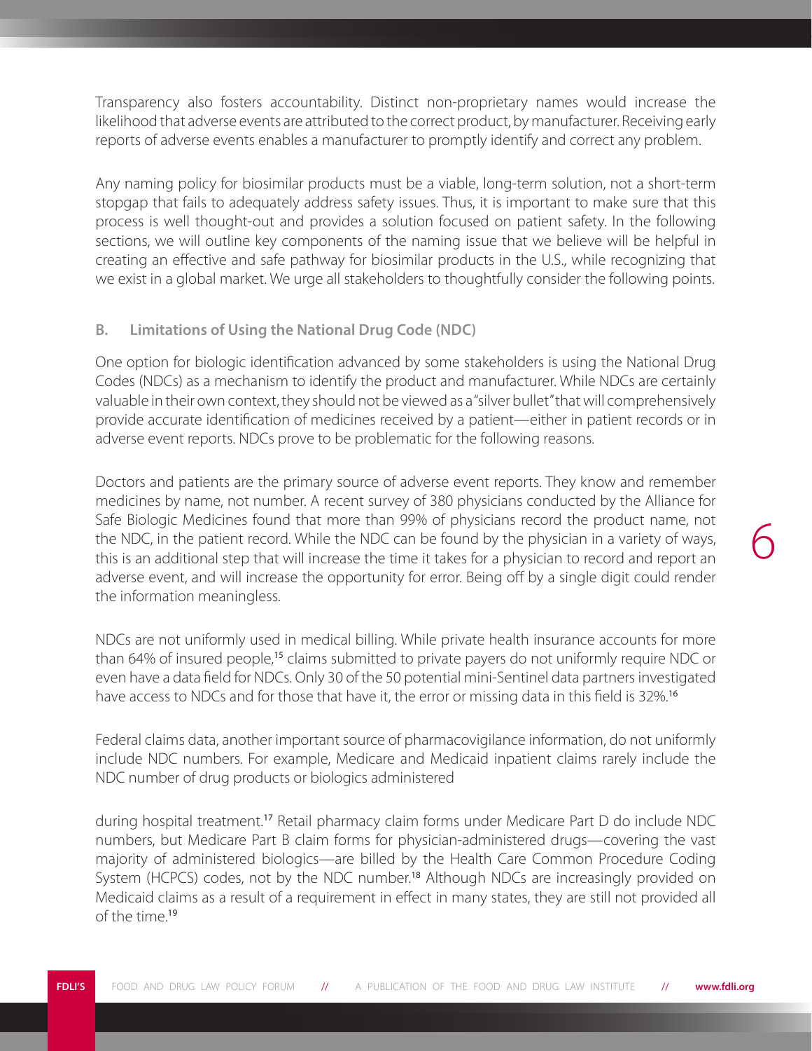Transparency also fosters accountability. Distinct non-proprietary names would increase the likelihood that adverse events are attributed to the correct product, by manufacturer. Receiving early reports of adverse events enables a manufacturer to promptly identify and correct any problem.

Any naming policy for biosimilar products must be a viable, long-term solution, not a short-term stopgap that fails to adequately address safety issues. Thus, it is important to make sure that this process is well thought-out and provides a solution focused on patient safety. In the following sections, we will outline key components of the naming issue that we believe will be helpful in creating an effective and safe pathway for biosimilar products in the U.S., while recognizing that we exist in a global market. We urge all stakeholders to thoughtfully consider the following points.

### B. Limitations of Using the National Drug Code (NDC)

One option for biologic identification advanced by some stakeholders is using the National Drug Codes (NDCs) as a mechanism to identify the product and manufacturer. While NDCs are certainly valuable in their own context, they should not be viewed as a "silver bullet" that will comprehensively provide accurate identification of medicines received by a patient—either in patient records or in adverse event reports. NDCs prove to be problematic for the following reasons.

Doctors and patients are the primary source of adverse event reports. They know and remember medicines by name, not number. A recent survey of 380 physicians conducted by the Alliance for Safe Biologic Medicines found that more than 99% of physicians record the product name, not the NDC, in the patient record. While the NDC can be found by the physician in a variety of ways, this is an additional step that will increase the time it takes for a physician to record and report an adverse event, and will increase the opportunity for error. Being off by a single digit could render the information meaningless.

NDCs are not uniformly used in medical billing. While private health insurance accounts for more than 64% of insured people,[15] claims submitted to private payers do not uniformly require NDC or even have a data field for NDCs. Only 30 of the 50 potential mini-Sentinel data partners investigated have access to NDCs and for those that have it, the error or missing data in this field is 32%.[16]

Federal claims data, another important source of pharmacovigilance information, do not uniformly include NDC numbers. For example, Medicare and Medicaid inpatient claims rarely include the NDC number of drug products or biologics administered during hospital treatment.[17] Retail pharmacy claim forms under Medicare Part D do include NDC numbers, but Medicare Part B claim forms for physician-administered drugs—covering the vast majority of administered biologics—are billed by the Health Care Common Procedure Coding System (HCPCS) codes, not by the NDC number.[18] Although NDCs are increasingly provided on Medicaid claims as a result of a requirement in effect in many states, they are still not provided all of the time.[19]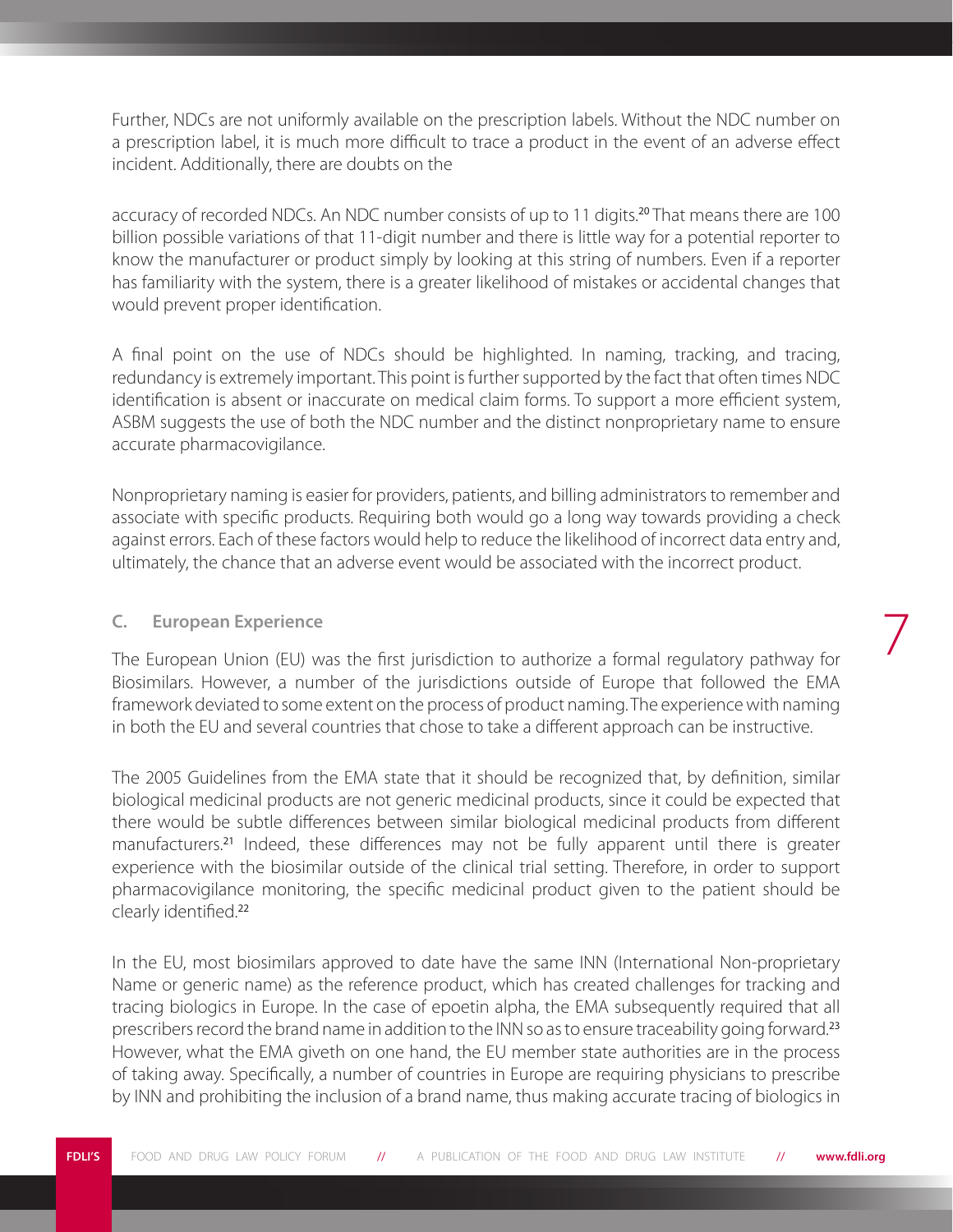Further, NDCs are not uniformly available on the prescription labels. Without the NDC number on a prescription label, it is much more difficult to trace a product in the event of an adverse effect incident. Additionally, there are doubts on the

accuracy of recorded NDCs. An NDC number consists of up to 11 digits.[20] That means there are 100 billion possible variations of that 11-digit number and there is little way for a potential reporter to know the manufacturer or product simply by looking at this string of numbers. Even if a reporter has familiarity with the system, there is a greater likelihood of mistakes or accidental changes that would prevent proper identification.

A final point on the use of NDCs should be highlighted. In naming, tracking, and tracing, redundancy is extremely important. This point is further supported by the fact that often times NDC identification is absent or inaccurate on medical claim forms. To support a more efficient system, ASBM suggests the use of both the NDC number and the distinct nonproprietary name to ensure accurate pharmacovigilance.

Nonproprietary naming is easier for providers, patients, and billing administrators to remember and associate with specific products. Requiring both would go a long way towards providing a check against errors. Each of these factors would help to reduce the likelihood of incorrect data entry and, ultimately, the chance that an adverse event would be associated with the incorrect product.

### C. European Experience

The European Union (EU) was the first jurisdiction to authorize a formal regulatory pathway for Biosimilars. However, a number of the jurisdictions outside of Europe that followed the EMA framework deviated to some extent on the process of product naming. The experience with naming in both the EU and several countries that chose to take a different approach can be instructive.

The 2005 Guidelines from the EMA state that it should be recognized that, by definition, similar biological medicinal products are not generic medicinal products, since it could be expected that there would be subtle differences between similar biological medicinal products from different manufacturers.[21] Indeed, these differences may not be fully apparent until there is greater experience with the biosimilar outside of the clinical trial setting. Therefore, in order to support pharmacovigilance monitoring, the specific medicinal product given to the patient should be clearly identified.[22]

In the EU, most biosimilars approved to date have the same INN (International Non-proprietary Name or generic name) as the reference product, which has created challenges for tracking and tracing biologics in Europe. In the case of epoetin alpha, the EMA subsequently required that all prescribers record the brand name in addition to the INN so as to ensure traceability going forward.[23] However, what the EMA giveth on one hand, the EU member state authorities are in the process of taking away. Specifically, a number of countries in Europe are requiring physicians to prescribe by INN and prohibiting the inclusion of a brand name, thus making accurate tracing of biologics in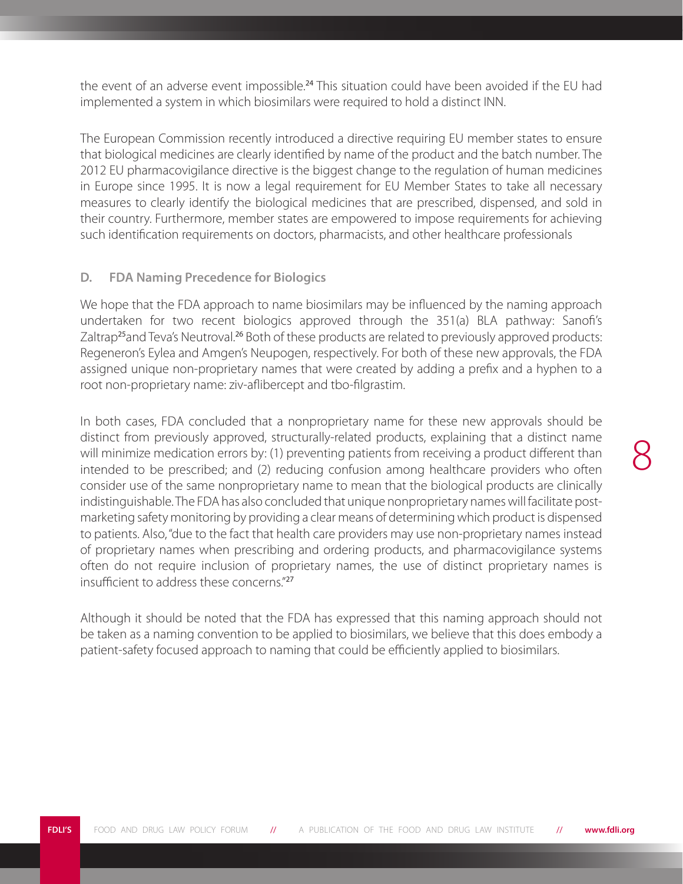the event of an adverse event impossible.[24] This situation could have been avoided if the EU had implemented a system in which biosimilars were required to hold a distinct INN.

The European Commission recently introduced a directive requiring EU member states to ensure that biological medicines are clearly identified by name of the product and the batch number. The 2012 EU pharmacovigilance directive is the biggest change to the regulation of human medicines in Europe since 1995. It is now a legal requirement for EU Member States to take all necessary measures to clearly identify the biological medicines that are prescribed, dispensed, and sold in their country. Furthermore, member states are empowered to impose requirements for achieving such identification requirements on doctors, pharmacists, and other healthcare professionals

### D. FDA Naming Precedence for Biologics

We hope that the FDA approach to name biosimilars may be influenced by the naming approach undertaken for two recent biologics approved through the 351(a) BLA pathway: Sanofi's Zaltrap[25]and Teva's Neutroval.[26] Both of these products are related to previously approved products: Regeneron's Eylea and Amgen's Neupogen, respectively. For both of these new approvals, the FDA assigned unique non-proprietary names that were created by adding a prefix and a hyphen to a root non-proprietary name: ziv-aflibercept and tbo-filgrastim.

In both cases, FDA concluded that a nonproprietary name for these new approvals should be distinct from previously approved, structurally-related products, explaining that a distinct name will minimize medication errors by: (1) preventing patients from receiving a product different than intended to be prescribed; and (2) reducing confusion among healthcare providers who often consider use of the same nonproprietary name to mean that the biological products are clinically indistinguishable. The FDA has also concluded that unique nonproprietary names will facilitate post-marketing safety monitoring by providing a clear means of determining which product is dispensed to patients. Also, "due to the fact that health care providers may use non-proprietary names instead of proprietary names when prescribing and ordering products, and pharmacovigilance systems often do not require inclusion of proprietary names, the use of distinct proprietary names is insufficient to address these concerns."[27]

Although it should be noted that the FDA has expressed that this naming approach should not be taken as a naming convention to be applied to biosimilars, we believe that this does embody a patient-safety focused approach to naming that could be efficiently applied to biosimilars.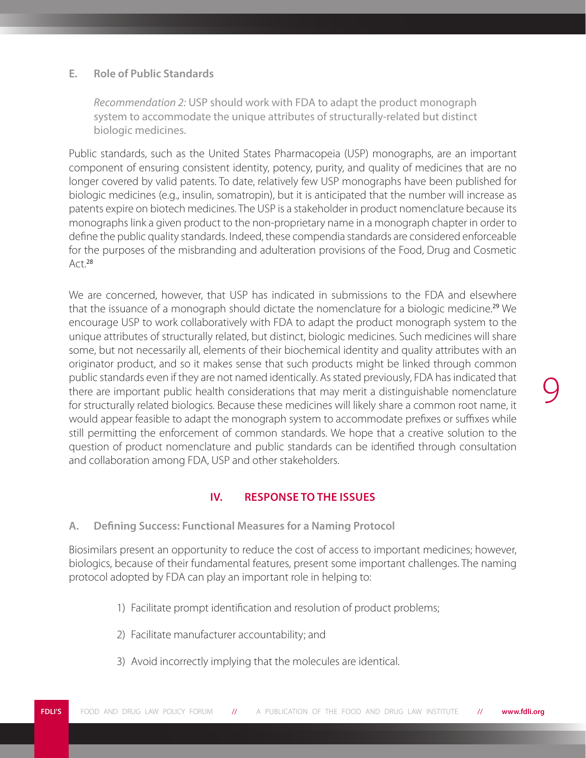### E. Role of Public Standards

> *Recommendation 2:* USP should work with FDA to adapt the product monograph system to accommodate the unique attributes of structurally-related but distinct biologic medicines.

Public standards, such as the United States Pharmacopeia (USP) monographs, are an important component of ensuring consistent identity, potency, purity, and quality of medicines that are no longer covered by valid patents. To date, relatively few USP monographs have been published for biologic medicines (e.g., insulin, somatropin), but it is anticipated that the number will increase as patents expire on biotech medicines. The USP is a stakeholder in product nomenclature because its monographs link a given product to the non-proprietary name in a monograph chapter in order to define the public quality standards. Indeed, these compendia standards are considered enforceable for the purposes of the misbranding and adulteration provisions of the Food, Drug and Cosmetic Act.[28]

We are concerned, however, that USP has indicated in submissions to the FDA and elsewhere that the issuance of a monograph should dictate the nomenclature for a biologic medicine.[29] We encourage USP to work collaboratively with FDA to adapt the product monograph system to the unique attributes of structurally related, but distinct, biologic medicines. Such medicines will share some, but not necessarily all, elements of their biochemical identity and quality attributes with an originator product, and so it makes sense that such products might be linked through common public standards even if they are not named identically. As stated previously, FDA has indicated that there are important public health considerations that may merit a distinguishable nomenclature for structurally related biologics. Because these medicines will likely share a common root name, it would appear feasible to adapt the monograph system to accommodate prefixes or suffixes while still permitting the enforcement of common standards. We hope that a creative solution to the question of product nomenclature and public standards can be identified through consultation and collaboration among FDA, USP and other stakeholders.

## IV. RESPONSE TO THE ISSUES

### A. Defining Success: Functional Measures for a Naming Protocol

Biosimilars present an opportunity to reduce the cost of access to important medicines; however, biologics, because of their fundamental features, present some important challenges. The naming protocol adopted by FDA can play an important role in helping to:

1) Facilitate prompt identification and resolution of product problems;
2) Facilitate manufacturer accountability; and
3) Avoid incorrectly implying that the molecules are identical.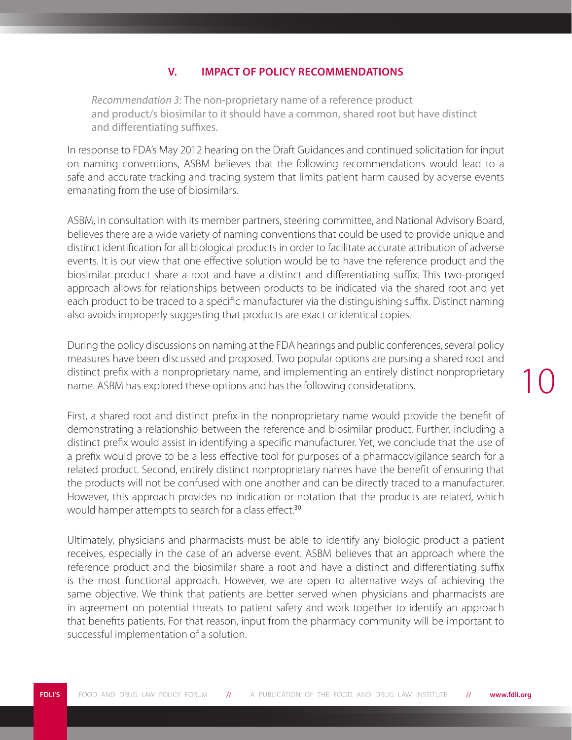## V. IMPACT OF POLICY RECOMMENDATIONS

> *Recommendation 3:* The non-proprietary name of a reference product and product/s biosimilar to it should have a common, shared root but have distinct and differentiating suffixes.

In response to FDA's May 2012 hearing on the Draft Guidances and continued solicitation for input on naming conventions, ASBM believes that the following recommendations would lead to a safe and accurate tracking and tracing system that limits patient harm caused by adverse events emanating from the use of biosimilars.

ASBM, in consultation with its member partners, steering committee, and National Advisory Board, believes there are a wide variety of naming conventions that could be used to provide unique and distinct identification for all biological products in order to facilitate accurate attribution of adverse events. It is our view that one effective solution would be to have the reference product and the biosimilar product share a root and have a distinct and differentiating suffix. This two-pronged approach allows for relationships between products to be indicated via the shared root and yet each product to be traced to a specific manufacturer via the distinguishing suffix. Distinct naming also avoids improperly suggesting that products are exact or identical copies.

During the policy discussions on naming at the FDA hearings and public conferences, several policy measures have been discussed and proposed. Two popular options are pursing a shared root and distinct prefix with a nonproprietary name, and implementing an entirely distinct nonproprietary name. ASBM has explored these options and has the following considerations.

First, a shared root and distinct prefix in the nonproprietary name would provide the benefit of demonstrating a relationship between the reference and biosimilar product. Further, including a distinct prefix would assist in identifying a specific manufacturer. Yet, we conclude that the use of a prefix would prove to be a less effective tool for purposes of a pharmacovigilance search for a related product. Second, entirely distinct nonproprietary names have the benefit of ensuring that the products will not be confused with one another and can be directly traced to a manufacturer. However, this approach provides no indication or notation that the products are related, which would hamper attempts to search for a class effect.[30]

Ultimately, physicians and pharmacists must be able to identify any biologic product a patient receives, especially in the case of an adverse event. ASBM believes that an approach where the reference product and the biosimilar share a root and have a distinct and differentiating suffix is the most functional approach. However, we are open to alternative ways of achieving the same objective. We think that patients are better served when physicians and pharmacists are in agreement on potential threats to patient safety and work together to identify an approach that benefits patients. For that reason, input from the pharmacy community will be important to successful implementation of a solution.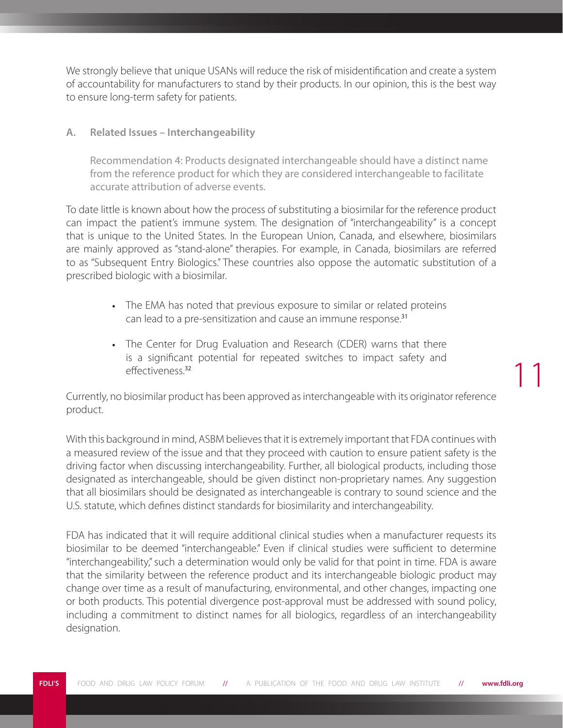We strongly believe that unique USANs will reduce the risk of misidentification and create a system of accountability for manufacturers to stand by their products. In our opinion, this is the best way to ensure long-term safety for patients.

### A. Related Issues – Interchangeability

> Recommendation 4: Products designated interchangeable should have a distinct name from the reference product for which they are considered interchangeable to facilitate accurate attribution of adverse events.

To date little is known about how the process of substituting a biosimilar for the reference product can impact the patient's immune system. The designation of "interchangeability" is a concept that is unique to the United States. In the European Union, Canada, and elsewhere, biosimilars are mainly approved as "stand-alone" therapies. For example, in Canada, biosimilars are referred to as "Subsequent Entry Biologics." These countries also oppose the automatic substitution of a prescribed biologic with a biosimilar.

- The EMA has noted that previous exposure to similar or related proteins can lead to a pre-sensitization and cause an immune response.[31]
- The Center for Drug Evaluation and Research (CDER) warns that there is a significant potential for repeated switches to impact safety and effectiveness.[32]

Currently, no biosimilar product has been approved as interchangeable with its originator reference product.

With this background in mind, ASBM believes that it is extremely important that FDA continues with a measured review of the issue and that they proceed with caution to ensure patient safety is the driving factor when discussing interchangeability. Further, all biological products, including those designated as interchangeable, should be given distinct non-proprietary names. Any suggestion that all biosimilars should be designated as interchangeable is contrary to sound science and the U.S. statute, which defines distinct standards for biosimilarity and interchangeability.

FDA has indicated that it will require additional clinical studies when a manufacturer requests its biosimilar to be deemed "interchangeable." Even if clinical studies were sufficient to determine "interchangeability," such a determination would only be valid for that point in time. FDA is aware that the similarity between the reference product and its interchangeable biologic product may change over time as a result of manufacturing, environmental, and other changes, impacting one or both products. This potential divergence post-approval must be addressed with sound policy, including a commitment to distinct names for all biologics, regardless of an interchangeability designation.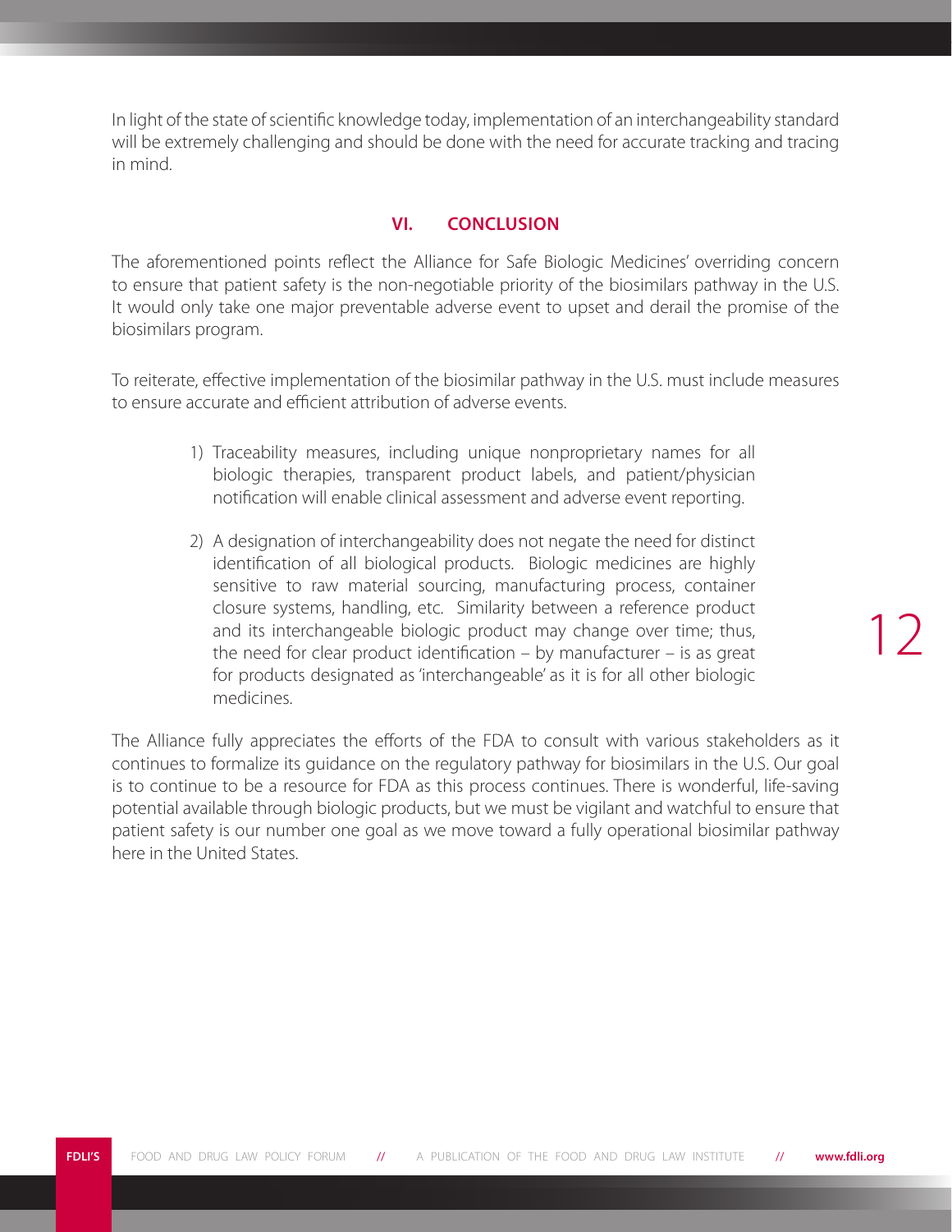In light of the state of scientific knowledge today, implementation of an interchangeability standard will be extremely challenging and should be done with the need for accurate tracking and tracing in mind.

## VI. CONCLUSION

The aforementioned points reflect the Alliance for Safe Biologic Medicines' overriding concern to ensure that patient safety is the non-negotiable priority of the biosimilars pathway in the U.S. It would only take one major preventable adverse event to upset and derail the promise of the biosimilars program.

To reiterate, effective implementation of the biosimilar pathway in the U.S. must include measures to ensure accurate and efficient attribution of adverse events.

1) Traceability measures, including unique nonproprietary names for all biologic therapies, transparent product labels, and patient/physician notification will enable clinical assessment and adverse event reporting.

2) A designation of interchangeability does not negate the need for distinct identification of all biological products. Biologic medicines are highly sensitive to raw material sourcing, manufacturing process, container closure systems, handling, etc. Similarity between a reference product and its interchangeable biologic product may change over time; thus, the need for clear product identification – by manufacturer – is as great for products designated as 'interchangeable' as it is for all other biologic medicines.

The Alliance fully appreciates the efforts of the FDA to consult with various stakeholders as it continues to formalize its guidance on the regulatory pathway for biosimilars in the U.S. Our goal is to continue to be a resource for FDA as this process continues. There is wonderful, life-saving potential available through biologic products, but we must be vigilant and watchful to ensure that patient safety is our number one goal as we move toward a fully operational biosimilar pathway here in the United States.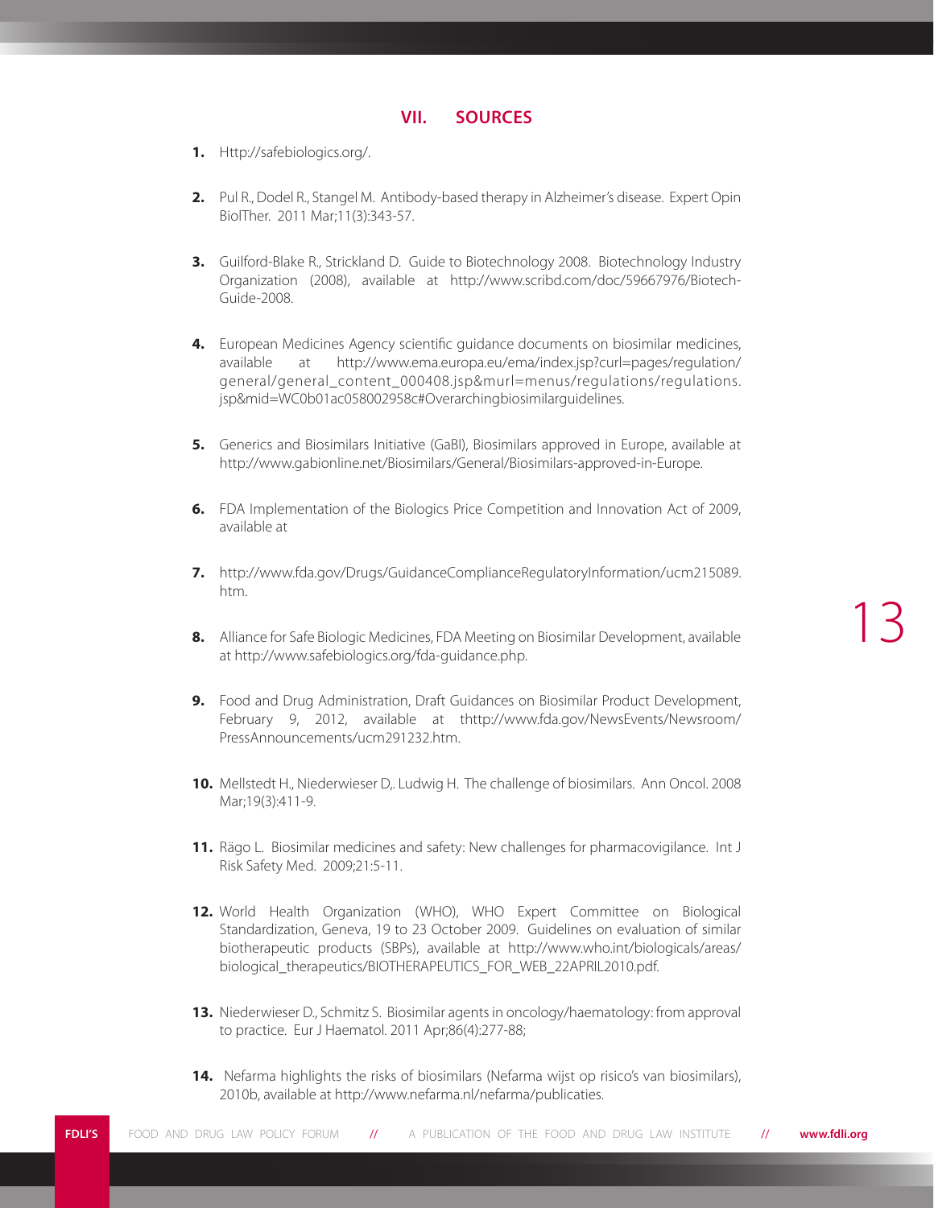## VII. SOURCES

1. Http://safebiologics.org/.
2. Pul R., Dodel R., Stangel M. Antibody-based therapy in Alzheimer's disease. Expert Opin BiolTher. 2011 Mar;11(3):343-57.
3. Guilford-Blake R., Strickland D. Guide to Biotechnology 2008. Biotechnology Industry Organization (2008), available at http://www.scribd.com/doc/59667976/Biotech-Guide-2008.
4. European Medicines Agency scientific guidance documents on biosimilar medicines, available at http://www.ema.europa.eu/ema/index.jsp?curl=pages/regulation/general/general_content_000408.jsp&murl=menus/regulations/regulations.jsp&mid=WC0b01ac058002958c#Overarchingbiosimilarguidelines.
5. Generics and Biosimilars Initiative (GaBI), Biosimilars approved in Europe, available at http://www.gabionline.net/Biosimilars/General/Biosimilars-approved-in-Europe.
6. FDA Implementation of the Biologics Price Competition and Innovation Act of 2009, available at
7. http://www.fda.gov/Drugs/GuidanceComplianceRegulatoryInformation/ucm215089.htm.
8. Alliance for Safe Biologic Medicines, FDA Meeting on Biosimilar Development, available at http://www.safebiologics.org/fda-guidance.php.
9. Food and Drug Administration, Draft Guidances on Biosimilar Product Development, February 9, 2012, available at thttp://www.fda.gov/NewsEvents/Newsroom/PressAnnouncements/ucm291232.htm.
10. Mellstedt H., Niederwieser D,. Ludwig H. The challenge of biosimilars. Ann Oncol. 2008 Mar;19(3):411-9.
11. Rägo L. Biosimilar medicines and safety: New challenges for pharmacovigilance. Int J Risk Safety Med. 2009;21:5-11.
12. World Health Organization (WHO), WHO Expert Committee on Biological Standardization, Geneva, 19 to 23 October 2009. Guidelines on evaluation of similar biotherapeutic products (SBPs), available at http://www.who.int/biologicals/areas/biological_therapeutics/BIOTHERAPEUTICS_FOR_WEB_22APRIL2010.pdf.
13. Niederwieser D., Schmitz S. Biosimilar agents in oncology/haematology: from approval to practice. Eur J Haematol. 2011 Apr;86(4):277-88;
14. Nefarma highlights the risks of biosimilars (Nefarma wijst op risico's van biosimilars), 2010b, available at http://www.nefarma.nl/nefarma/publicaties.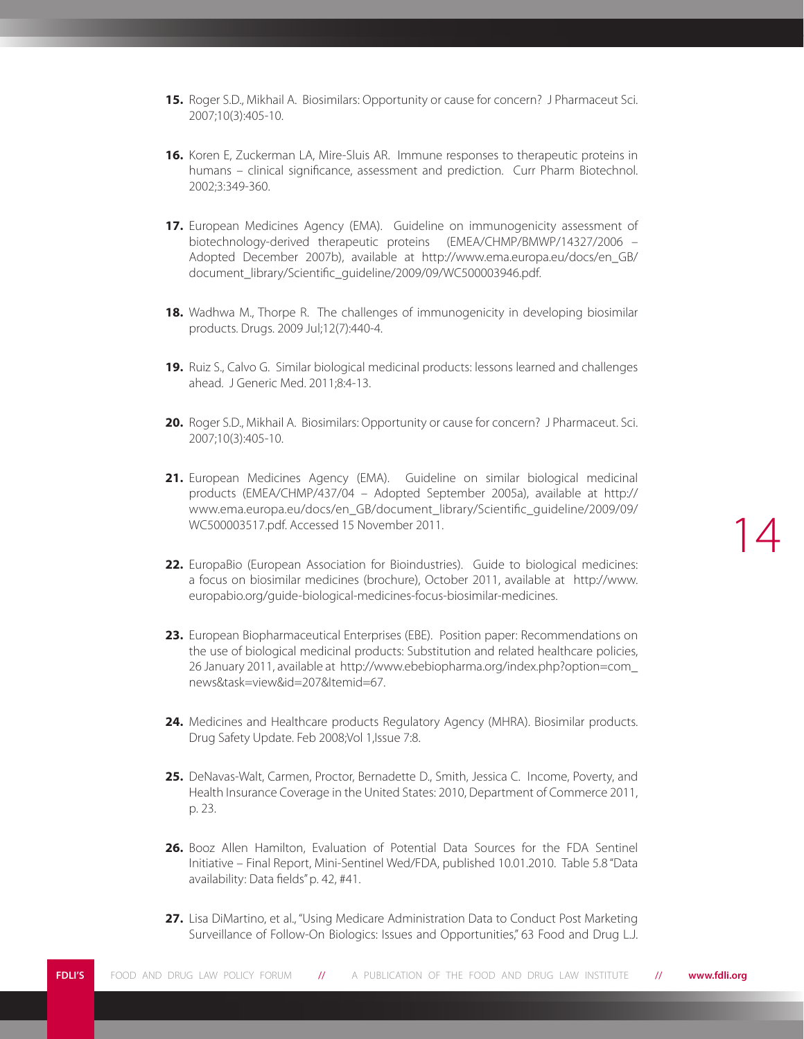15. Roger S.D., Mikhail A. Biosimilars: Opportunity or cause for concern? J Pharmaceut Sci. 2007;10(3):405-10.

16. Koren E, Zuckerman LA, Mire-Sluis AR. Immune responses to therapeutic proteins in humans – clinical significance, assessment and prediction. Curr Pharm Biotechnol. 2002;3:349-360.

17. European Medicines Agency (EMA). Guideline on immunogenicity assessment of biotechnology-derived therapeutic proteins (EMEA/CHMP/BMWP/14327/2006 – Adopted December 2007b), available at http://www.ema.europa.eu/docs/en_GB/document_library/Scientific_guideline/2009/09/WC500003946.pdf.

18. Wadhwa M., Thorpe R. The challenges of immunogenicity in developing biosimilar products. Drugs. 2009 Jul;12(7):440-4.

19. Ruiz S., Calvo G. Similar biological medicinal products: lessons learned and challenges ahead. J Generic Med. 2011;8:4-13.

20. Roger S.D., Mikhail A. Biosimilars: Opportunity or cause for concern? J Pharmaceut. Sci. 2007;10(3):405-10.

21. European Medicines Agency (EMA). Guideline on similar biological medicinal products (EMEA/CHMP/437/04 – Adopted September 2005a), available at http://www.ema.europa.eu/docs/en_GB/document_library/Scientific_guideline/2009/09/WC500003517.pdf. Accessed 15 November 2011.

22. EuropaBio (European Association for Bioindustries). Guide to biological medicines: a focus on biosimilar medicines (brochure), October 2011, available at http://www.europabio.org/guide-biological-medicines-focus-biosimilar-medicines.

23. European Biopharmaceutical Enterprises (EBE). Position paper: Recommendations on the use of biological medicinal products: Substitution and related healthcare policies, 26 January 2011, available at http://www.ebebiopharma.org/index.php?option=com_news&task=view&id=207&Itemid=67.

24. Medicines and Healthcare products Regulatory Agency (MHRA). Biosimilar products. Drug Safety Update. Feb 2008;Vol 1,Issue 7:8.

25. DeNavas-Walt, Carmen, Proctor, Bernadette D., Smith, Jessica C. Income, Poverty, and Health Insurance Coverage in the United States: 2010, Department of Commerce 2011, p. 23.

26. Booz Allen Hamilton, Evaluation of Potential Data Sources for the FDA Sentinel Initiative – Final Report, Mini-Sentinel Wed/FDA, published 10.01.2010. Table 5.8 "Data availability: Data fields" p. 42, #41.

27. Lisa DiMartino, et al., "Using Medicare Administration Data to Conduct Post Marketing Surveillance of Follow-On Biologics: Issues and Opportunities," 63 Food and Drug L.J.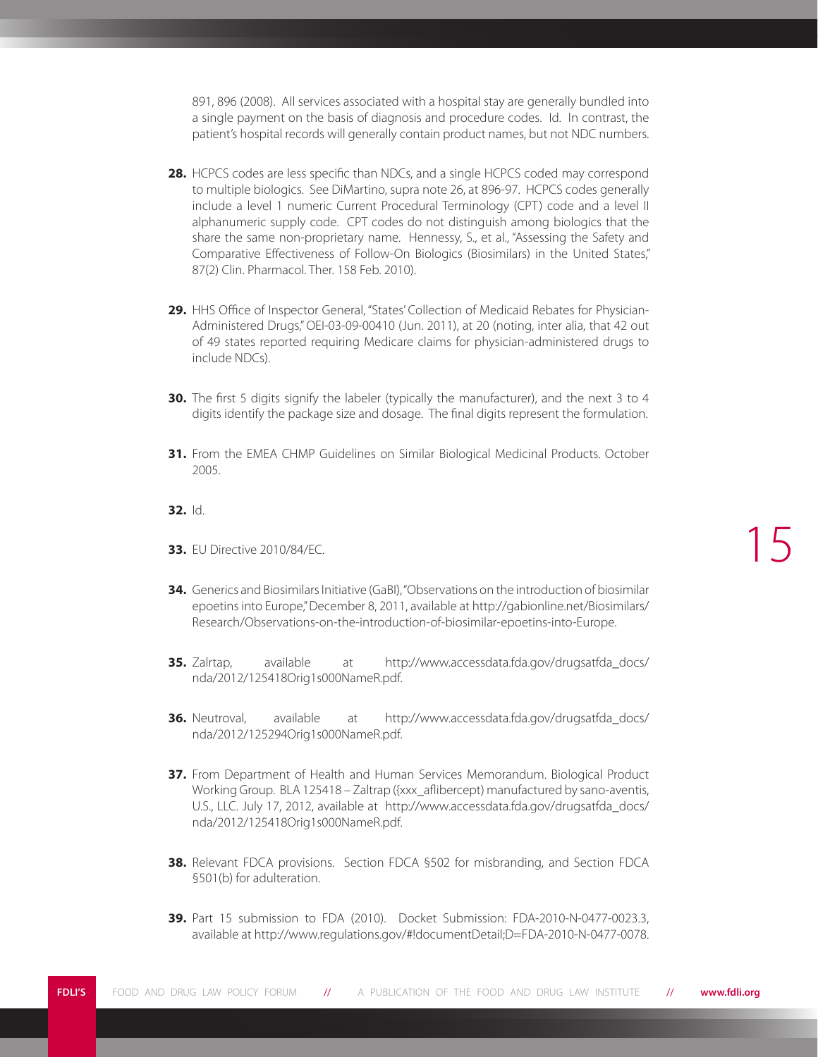891, 896 (2008). All services associated with a hospital stay are generally bundled into a single payment on the basis of diagnosis and procedure codes. Id. In contrast, the patient's hospital records will generally contain product names, but not NDC numbers.

**28.** HCPCS codes are less specific than NDCs, and a single HCPCS coded may correspond to multiple biologics. See DiMartino, supra note 26, at 896-97. HCPCS codes generally include a level 1 numeric Current Procedural Terminology (CPT) code and a level II alphanumeric supply code. CPT codes do not distinguish among biologics that the share the same non-proprietary name. Hennessy, S., et al., "Assessing the Safety and Comparative Effectiveness of Follow-On Biologics (Biosimilars) in the United States," 87(2) Clin. Pharmacol. Ther. 158 Feb. 2010).

**29.** HHS Office of Inspector General, "States' Collection of Medicaid Rebates for Physician-Administered Drugs," OEI-03-09-00410 (Jun. 2011), at 20 (noting, inter alia, that 42 out of 49 states reported requiring Medicare claims for physician-administered drugs to include NDCs).

**30.** The first 5 digits signify the labeler (typically the manufacturer), and the next 3 to 4 digits identify the package size and dosage. The final digits represent the formulation.

**31.** From the EMEA CHMP Guidelines on Similar Biological Medicinal Products. October 2005.

**32.** Id.

**33.** EU Directive 2010/84/EC.

**34.** Generics and Biosimilars Initiative (GaBI), "Observations on the introduction of biosimilar epoetins into Europe," December 8, 2011, available at http://gabionline.net/Biosimilars/Research/Observations-on-the-introduction-of-biosimilar-epoetins-into-Europe.

**35.** Zalrtap, available at http://www.accessdata.fda.gov/drugsatfda_docs/nda/2012/125418Orig1s000NameR.pdf.

**36.** Neutroval, available at http://www.accessdata.fda.gov/drugsatfda_docs/nda/2012/125294Orig1s000NameR.pdf.

**37.** From Department of Health and Human Services Memorandum. Biological Product Working Group. BLA 125418 – Zaltrap ({xxx_aflibercept) manufactured by sano-aventis, U.S., LLC. July 17, 2012, available at http://www.accessdata.fda.gov/drugsatfda_docs/nda/2012/125418Orig1s000NameR.pdf.

**38.** Relevant FDCA provisions. Section FDCA §502 for misbranding, and Section FDCA §501(b) for adulteration.

**39.** Part 15 submission to FDA (2010). Docket Submission: FDA-2010-N-0477-0023.3, available at http://www.regulations.gov/#!documentDetail;D=FDA-2010-N-0477-0078.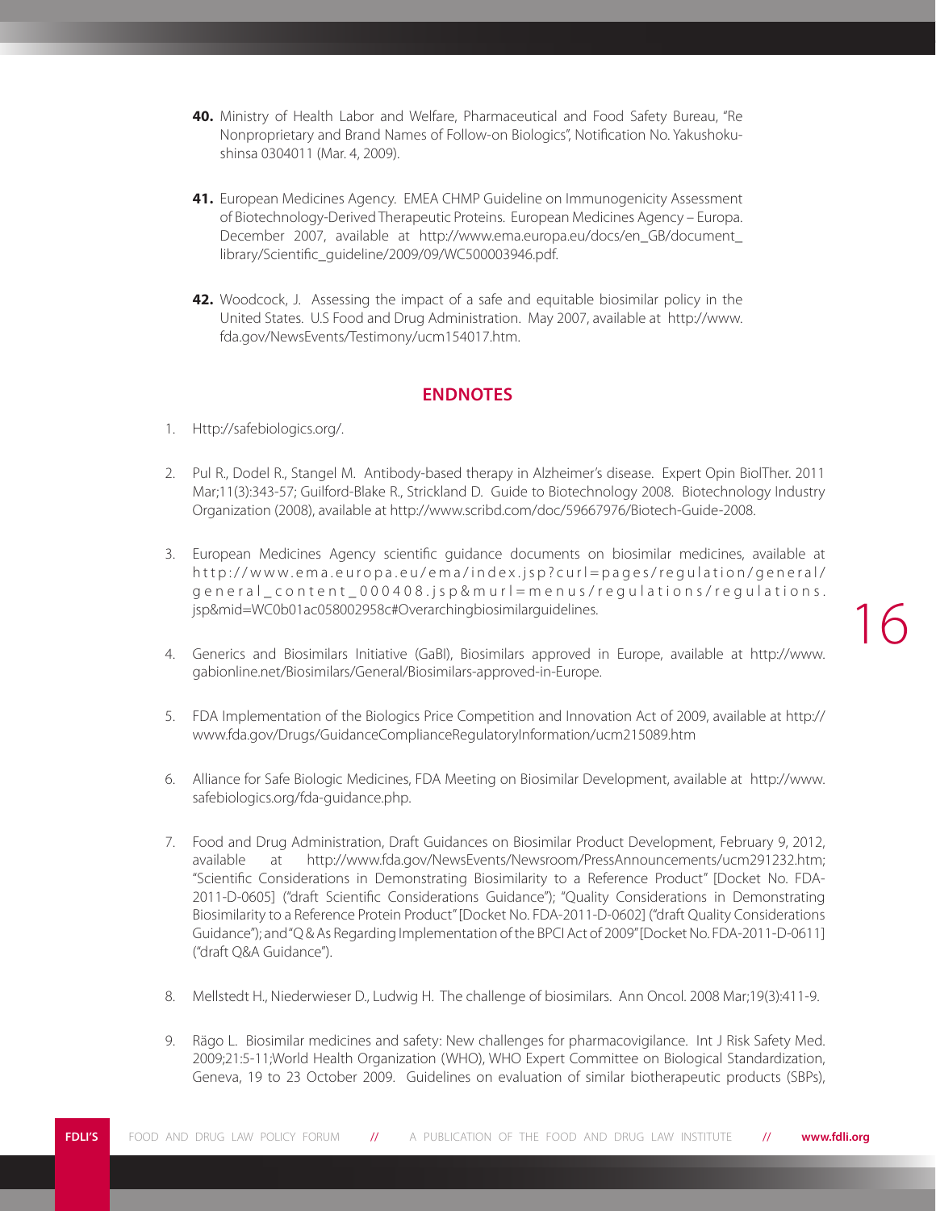**40.** Ministry of Health Labor and Welfare, Pharmaceutical and Food Safety Bureau, "Re Nonproprietary and Brand Names of Follow-on Biologics", Notification No. Yakushokushinsa 0304011 (Mar. 4, 2009).

**41.** European Medicines Agency. EMEA CHMP Guideline on Immunogenicity Assessment of Biotechnology-Derived Therapeutic Proteins. European Medicines Agency – Europa. December 2007, available at http://www.ema.europa.eu/docs/en_GB/document_library/Scientific_guideline/2009/09/WC500003946.pdf.

**42.** Woodcock, J. Assessing the impact of a safe and equitable biosimilar policy in the United States. U.S Food and Drug Administration. May 2007, available at http://www.fda.gov/NewsEvents/Testimony/ucm154017.htm.

## ENDNOTES

1. Http://safebiologics.org/.

2. Pul R., Dodel R., Stangel M. Antibody-based therapy in Alzheimer's disease. Expert Opin BiolTher. 2011 Mar;11(3):343-57; Guilford-Blake R., Strickland D. Guide to Biotechnology 2008. Biotechnology Industry Organization (2008), available at http://www.scribd.com/doc/59667976/Biotech-Guide-2008.

3. European Medicines Agency scientific guidance documents on biosimilar medicines, available at http://www.ema.europa.eu/ema/index.jsp?curl=pages/regulation/general/general_content_000408.jsp&murl=menus/regulations/regulations.jsp&mid=WC0b01ac058002958c#Overarchingbiosimilarguidelines.

4. Generics and Biosimilars Initiative (GaBI), Biosimilars approved in Europe, available at http://www.gabionline.net/Biosimilars/General/Biosimilars-approved-in-Europe.

5. FDA Implementation of the Biologics Price Competition and Innovation Act of 2009, available at http://www.fda.gov/Drugs/GuidanceComplianceRegulatoryInformation/ucm215089.htm

6. Alliance for Safe Biologic Medicines, FDA Meeting on Biosimilar Development, available at http://www.safebiologics.org/fda-guidance.php.

7. Food and Drug Administration, Draft Guidances on Biosimilar Product Development, February 9, 2012, available at http://www.fda.gov/NewsEvents/Newsroom/PressAnnouncements/ucm291232.htm; "Scientific Considerations in Demonstrating Biosimilarity to a Reference Product" [Docket No. FDA-2011-D-0605] ("draft Scientific Considerations Guidance"); "Quality Considerations in Demonstrating Biosimilarity to a Reference Protein Product" [Docket No. FDA-2011-D-0602] ("draft Quality Considerations Guidance"); and "Q & As Regarding Implementation of the BPCI Act of 2009" [Docket No. FDA-2011-D-0611] ("draft Q&A Guidance").

8. Mellstedt H., Niederwieser D., Ludwig H. The challenge of biosimilars. Ann Oncol. 2008 Mar;19(3):411-9.

9. Rägo L. Biosimilar medicines and safety: New challenges for pharmacovigilance. Int J Risk Safety Med. 2009;21:5-11;World Health Organization (WHO), WHO Expert Committee on Biological Standardization, Geneva, 19 to 23 October 2009. Guidelines on evaluation of similar biotherapeutic products (SBPs),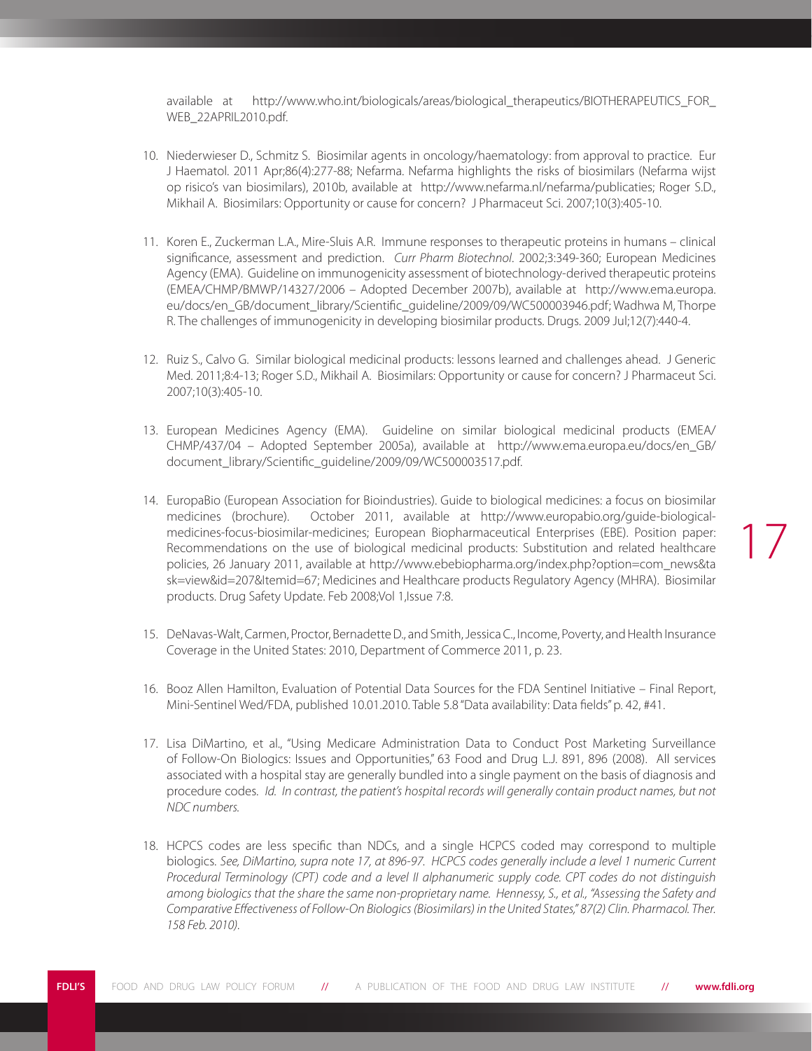available at http://www.who.int/biologicals/areas/biological_therapeutics/BIOTHERAPEUTICS_FOR_WEB_22APRIL2010.pdf.

10. Niederwieser D., Schmitz S. Biosimilar agents in oncology/haematology: from approval to practice. Eur J Haematol. 2011 Apr;86(4):277-88; Nefarma. Nefarma highlights the risks of biosimilars (Nefarma wijst op risico's van biosimilars), 2010b, available at http://www.nefarma.nl/nefarma/publicaties; Roger S.D., Mikhail A. Biosimilars: Opportunity or cause for concern? J Pharmaceut Sci. 2007;10(3):405-10.

11. Koren E., Zuckerman L.A., Mire-Sluis A.R. Immune responses to therapeutic proteins in humans – clinical significance, assessment and prediction. *Curr Pharm Biotechnol*. 2002;3:349-360; European Medicines Agency (EMA). Guideline on immunogenicity assessment of biotechnology-derived therapeutic proteins (EMEA/CHMP/BMWP/14327/2006 – Adopted December 2007b), available at http://www.ema.europa.eu/docs/en_GB/document_library/Scientific_guideline/2009/09/WC500003946.pdf; Wadhwa M, Thorpe R. The challenges of immunogenicity in developing biosimilar products. Drugs. 2009 Jul;12(7):440-4.

12. Ruiz S., Calvo G. Similar biological medicinal products: lessons learned and challenges ahead. J Generic Med. 2011;8:4-13; Roger S.D., Mikhail A. Biosimilars: Opportunity or cause for concern? J Pharmaceut Sci. 2007;10(3):405-10.

13. European Medicines Agency (EMA). Guideline on similar biological medicinal products (EMEA/CHMP/437/04 – Adopted September 2005a), available at http://www.ema.europa.eu/docs/en_GB/document_library/Scientific_guideline/2009/09/WC500003517.pdf.

14. EuropaBio (European Association for Bioindustries). Guide to biological medicines: a focus on biosimilar medicines (brochure). October 2011, available at http://www.europabio.org/guide-biological-medicines-focus-biosimilar-medicines; European Biopharmaceutical Enterprises (EBE). Position paper: Recommendations on the use of biological medicinal products: Substitution and related healthcare policies, 26 January 2011, available at http://www.ebebiopharma.org/index.php?option=com_news&task=view&id=207&Itemid=67; Medicines and Healthcare products Regulatory Agency (MHRA). Biosimilar products. Drug Safety Update. Feb 2008;Vol 1,Issue 7:8.

15. DeNavas-Walt, Carmen, Proctor, Bernadette D., and Smith, Jessica C., Income, Poverty, and Health Insurance Coverage in the United States: 2010, Department of Commerce 2011, p. 23.

16. Booz Allen Hamilton, Evaluation of Potential Data Sources for the FDA Sentinel Initiative – Final Report, Mini-Sentinel Wed/FDA, published 10.01.2010. Table 5.8 "Data availability: Data fields" p. 42, #41.

17. Lisa DiMartino, et al., "Using Medicare Administration Data to Conduct Post Marketing Surveillance of Follow-On Biologics: Issues and Opportunities," 63 Food and Drug L.J. 891, 896 (2008). All services associated with a hospital stay are generally bundled into a single payment on the basis of diagnosis and procedure codes. *Id. In contrast, the patient's hospital records will generally contain product names, but not NDC numbers.*

18. HCPCS codes are less specific than NDCs, and a single HCPCS coded may correspond to multiple biologics. *See, DiMartino, supra note 17, at 896-97. HCPCS codes generally include a level 1 numeric Current Procedural Terminology (CPT) code and a level II alphanumeric supply code. CPT codes do not distinguish among biologics that the share the same non-proprietary name. Hennessy, S., et al., "Assessing the Safety and Comparative Effectiveness of Follow-On Biologics (Biosimilars) in the United States," 87(2) Clin. Pharmacol. Ther. 158 Feb. 2010).*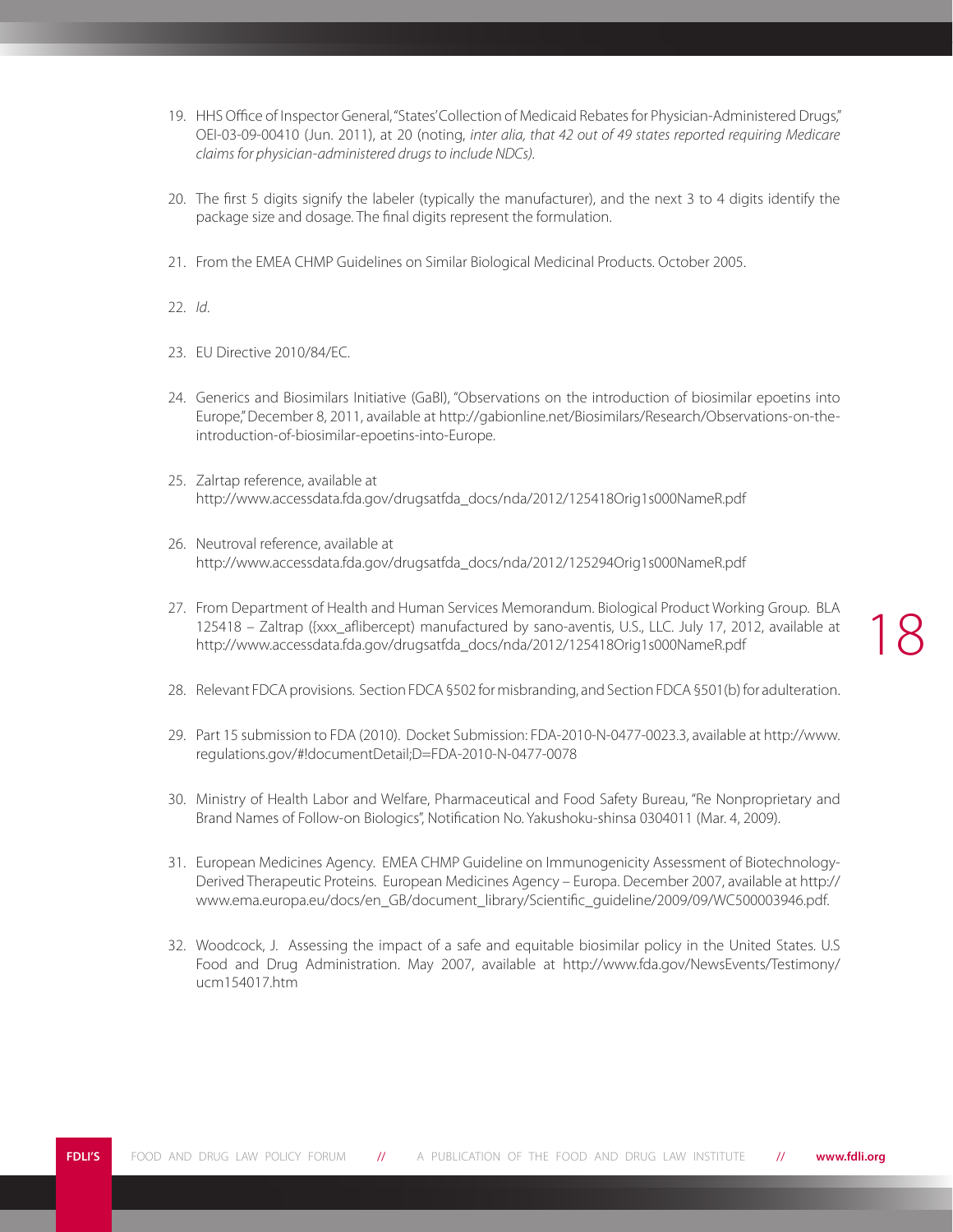19. HHS Office of Inspector General, "States' Collection of Medicaid Rebates for Physician-Administered Drugs," OEI-03-09-00410 (Jun. 2011), at 20 (noting, *inter alia, that 42 out of 49 states reported requiring Medicare claims for physician-administered drugs to include NDCs).*

20. The first 5 digits signify the labeler (typically the manufacturer), and the next 3 to 4 digits identify the package size and dosage. The final digits represent the formulation.

21. From the EMEA CHMP Guidelines on Similar Biological Medicinal Products. October 2005.

22. *Id*.

23. EU Directive 2010/84/EC.

24. Generics and Biosimilars Initiative (GaBI), "Observations on the introduction of biosimilar epoetins into Europe," December 8, 2011, available at http://gabionline.net/Biosimilars/Research/Observations-on-the-introduction-of-biosimilar-epoetins-into-Europe.

25. Zalrtap reference, available at http://www.accessdata.fda.gov/drugsatfda_docs/nda/2012/125418Orig1s000NameR.pdf

26. Neutroval reference, available at http://www.accessdata.fda.gov/drugsatfda_docs/nda/2012/125294Orig1s000NameR.pdf

27. From Department of Health and Human Services Memorandum. Biological Product Working Group. BLA 125418 – Zaltrap ({xxx_aflibercept) manufactured by sano-aventis, U.S., LLC. July 17, 2012, available at http://www.accessdata.fda.gov/drugsatfda_docs/nda/2012/125418Orig1s000NameR.pdf

28. Relevant FDCA provisions. Section FDCA §502 for misbranding, and Section FDCA §501(b) for adulteration.

29. Part 15 submission to FDA (2010). Docket Submission: FDA-2010-N-0477-0023.3, available at http://www.regulations.gov/#!documentDetail;D=FDA-2010-N-0477-0078

30. Ministry of Health Labor and Welfare, Pharmaceutical and Food Safety Bureau, "Re Nonproprietary and Brand Names of Follow-on Biologics", Notification No. Yakushoku-shinsa 0304011 (Mar. 4, 2009).

31. European Medicines Agency. EMEA CHMP Guideline on Immunogenicity Assessment of Biotechnology-Derived Therapeutic Proteins. European Medicines Agency – Europa. December 2007, available at http://www.ema.europa.eu/docs/en_GB/document_library/Scientific_guideline/2009/09/WC500003946.pdf.

32. Woodcock, J. Assessing the impact of a safe and equitable biosimilar policy in the United States. U.S Food and Drug Administration. May 2007, available at http://www.fda.gov/NewsEvents/Testimony/ucm154017.htm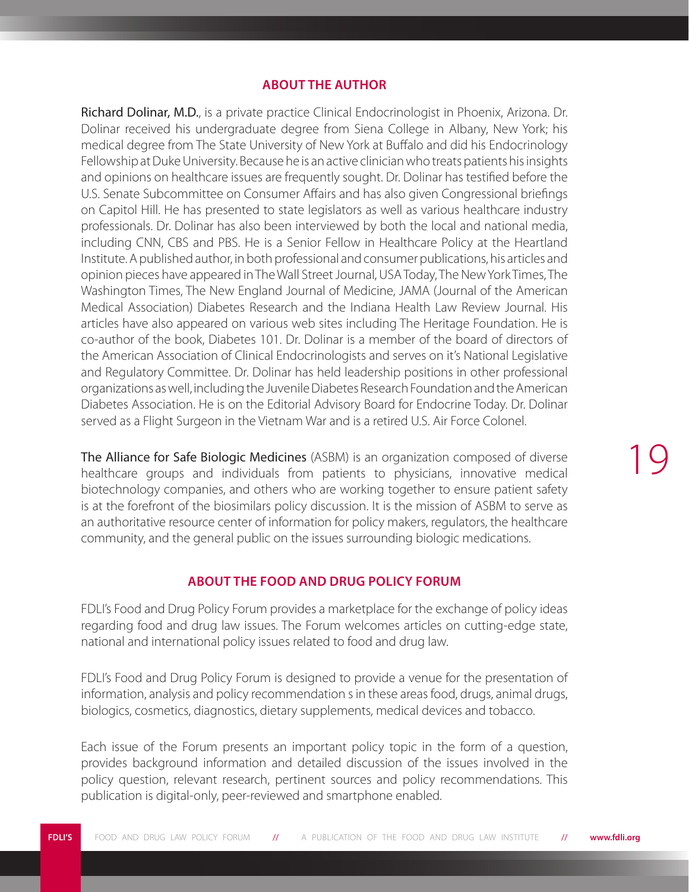## ABOUT THE AUTHOR

**Richard Dolinar, M.D.**, is a private practice Clinical Endocrinologist in Phoenix, Arizona. Dr. Dolinar received his undergraduate degree from Siena College in Albany, New York; his medical degree from The State University of New York at Buffalo and did his Endocrinology Fellowship at Duke University. Because he is an active clinician who treats patients his insights and opinions on healthcare issues are frequently sought. Dr. Dolinar has testified before the U.S. Senate Subcommittee on Consumer Affairs and has also given Congressional briefings on Capitol Hill. He has presented to state legislators as well as various healthcare industry professionals. Dr. Dolinar has also been interviewed by both the local and national media, including CNN, CBS and PBS. He is a Senior Fellow in Healthcare Policy at the Heartland Institute. A published author, in both professional and consumer publications, his articles and opinion pieces have appeared in The Wall Street Journal, USA Today, The New York Times, The Washington Times, The New England Journal of Medicine, JAMA (Journal of the American Medical Association) Diabetes Research and the Indiana Health Law Review Journal. His articles have also appeared on various web sites including The Heritage Foundation. He is co-author of the book, Diabetes 101. Dr. Dolinar is a member of the board of directors of the American Association of Clinical Endocrinologists and serves on it's National Legislative and Regulatory Committee. Dr. Dolinar has held leadership positions in other professional organizations as well, including the Juvenile Diabetes Research Foundation and the American Diabetes Association. He is on the Editorial Advisory Board for Endocrine Today. Dr. Dolinar served as a Flight Surgeon in the Vietnam War and is a retired U.S. Air Force Colonel.

**The Alliance for Safe Biologic Medicines** (ASBM) is an organization composed of diverse healthcare groups and individuals from patients to physicians, innovative medical biotechnology companies, and others who are working together to ensure patient safety is at the forefront of the biosimilars policy discussion. It is the mission of ASBM to serve as an authoritative resource center of information for policy makers, regulators, the healthcare community, and the general public on the issues surrounding biologic medications.

## ABOUT THE FOOD AND DRUG POLICY FORUM

FDLI's Food and Drug Policy Forum provides a marketplace for the exchange of policy ideas regarding food and drug law issues. The Forum welcomes articles on cutting-edge state, national and international policy issues related to food and drug law.

FDLI's Food and Drug Policy Forum is designed to provide a venue for the presentation of information, analysis and policy recommendation s in these areas food, drugs, animal drugs, biologics, cosmetics, diagnostics, dietary supplements, medical devices and tobacco.

Each issue of the Forum presents an important policy topic in the form of a question, provides background information and detailed discussion of the issues involved in the policy question, relevant research, pertinent sources and policy recommendations. This publication is digital-only, peer-reviewed and smartphone enabled.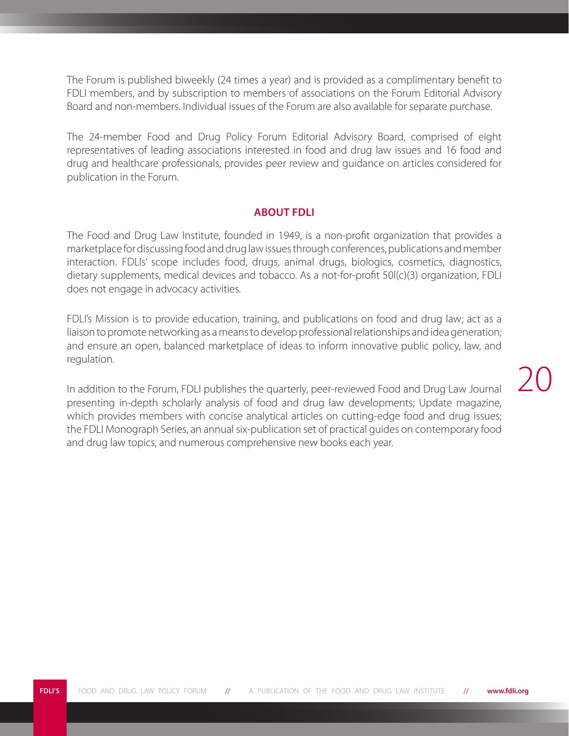The Forum is published biweekly (24 times a year) and is provided as a complimentary benefit to FDLI members, and by subscription to members of associations on the Forum Editorial Advisory Board and non-members. Individual issues of the Forum are also available for separate purchase.

The 24-member Food and Drug Policy Forum Editorial Advisory Board, comprised of eight representatives of leading associations interested in food and drug law issues and 16 food and drug and healthcare professionals, provides peer review and guidance on articles considered for publication in the Forum.

## ABOUT FDLI

The Food and Drug Law Institute, founded in 1949, is a non-profit organization that provides a marketplace for discussing food and drug law issues through conferences, publications and member interaction. FDLIs' scope includes food, drugs, animal drugs, biologics, cosmetics, diagnostics, dietary supplements, medical devices and tobacco. As a not-for-profit 50l(c)(3) organization, FDLI does not engage in advocacy activities.

FDLI's Mission is to provide education, training, and publications on food and drug law; act as a liaison to promote networking as a means to develop professional relationships and idea generation; and ensure an open, balanced marketplace of ideas to inform innovative public policy, law, and regulation.

In addition to the Forum, FDLI publishes the quarterly, peer-reviewed Food and Drug Law Journal presenting in-depth scholarly analysis of food and drug law developments; Update magazine, which provides members with concise analytical articles on cutting-edge food and drug issues; the FDLI Monograph Series, an annual six-publication set of practical guides on contemporary food and drug law topics, and numerous comprehensive new books each year.